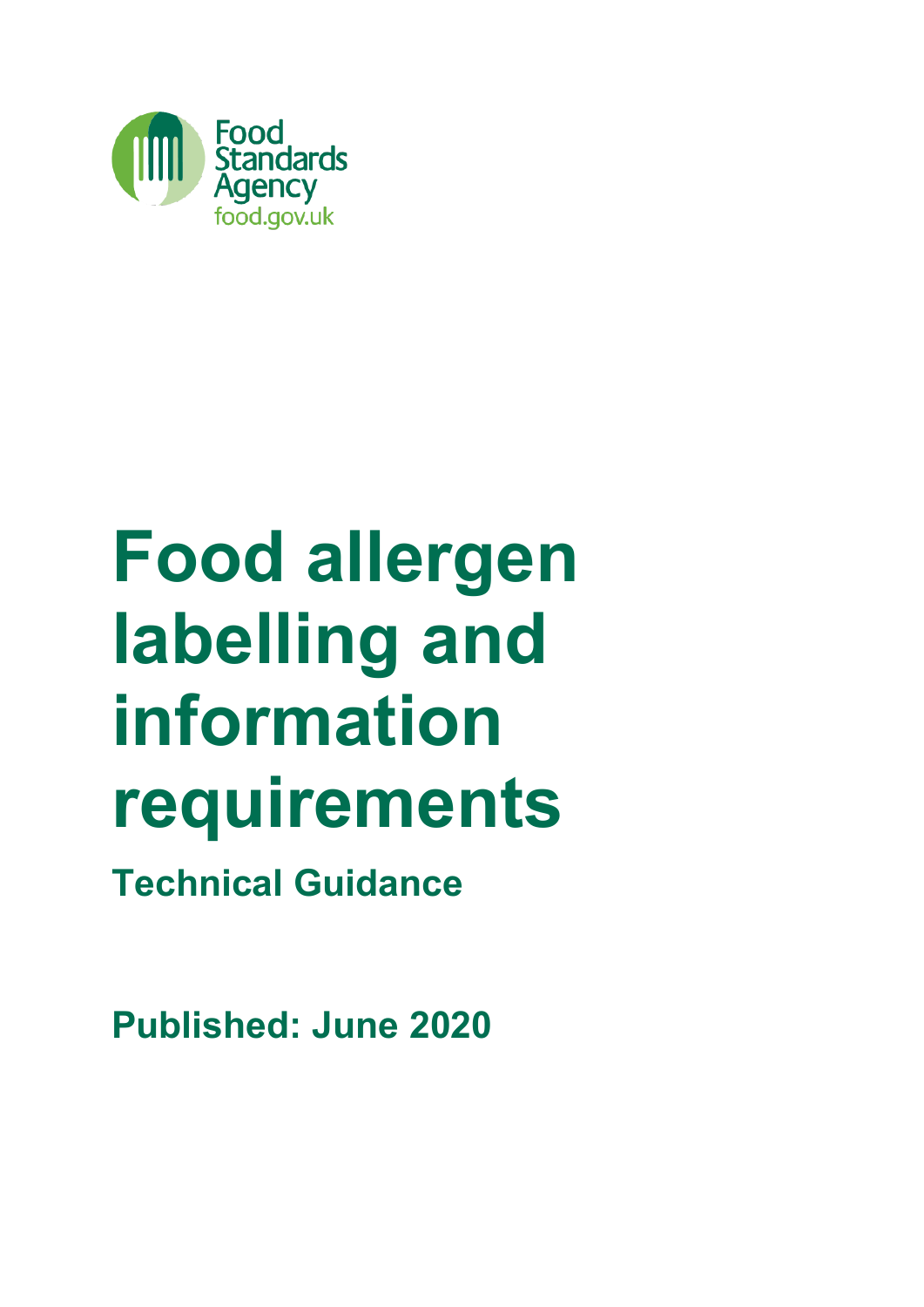Food Standards Agency
food.gov.uk

# Food allergen labelling and information requirements

## Technical Guidance

**Published: June 2020**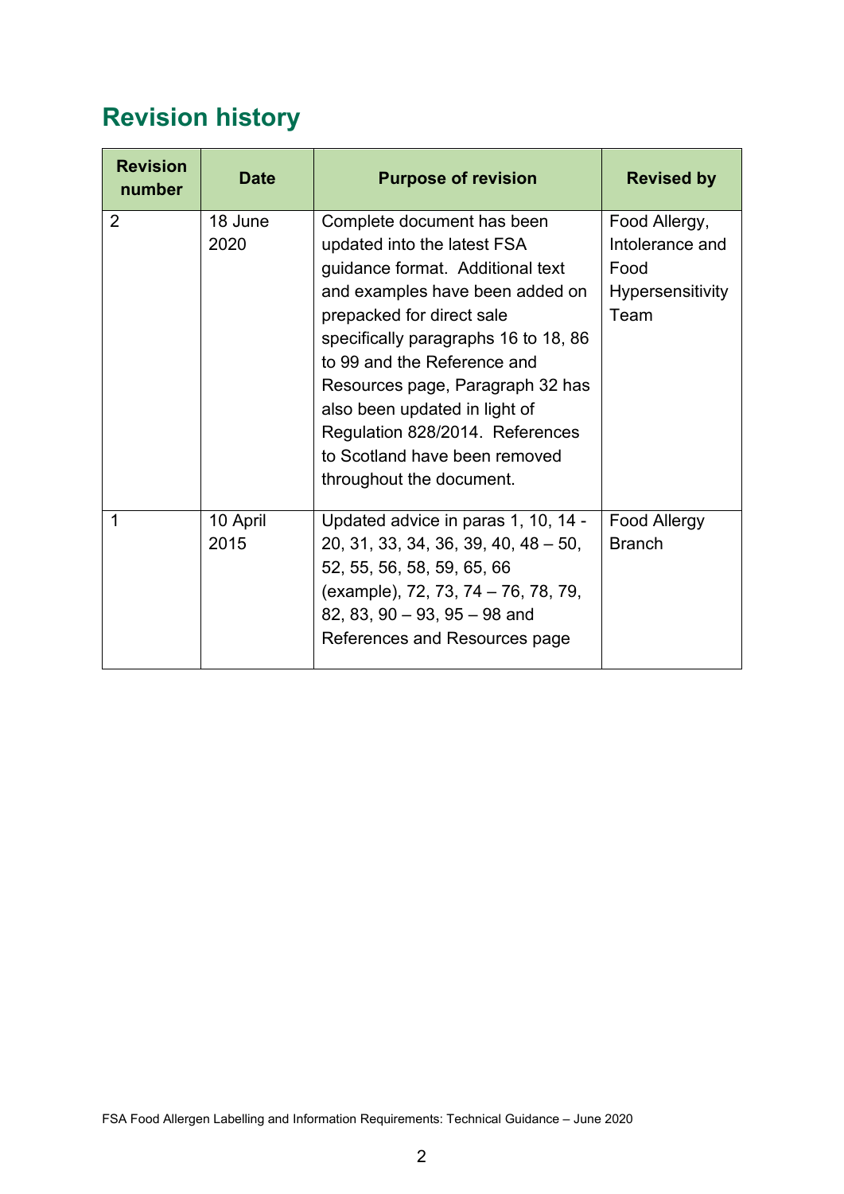## Revision history

| Revision number | Date | Purpose of revision | Revised by |
|---|---|---|---|
| 2 | 18 June 2020 | Complete document has been updated into the latest FSA guidance format. Additional text and examples have been added on prepacked for direct sale specifically paragraphs 16 to 18, 86 to 99 and the Reference and Resources page, Paragraph 32 has also been updated in light of Regulation 828/2014. References to Scotland have been removed throughout the document. | Food Allergy, Intolerance and Food Hypersensitivity Team |
| 1 | 10 April 2015 | Updated advice in paras 1, 10, 14 - 20, 31, 33, 34, 36, 39, 40, 48 – 50, 52, 55, 56, 58, 59, 65, 66 (example), 72, 73, 74 – 76, 78, 79, 82, 83, 90 – 93, 95 – 98 and References and Resources page | Food Allergy Branch |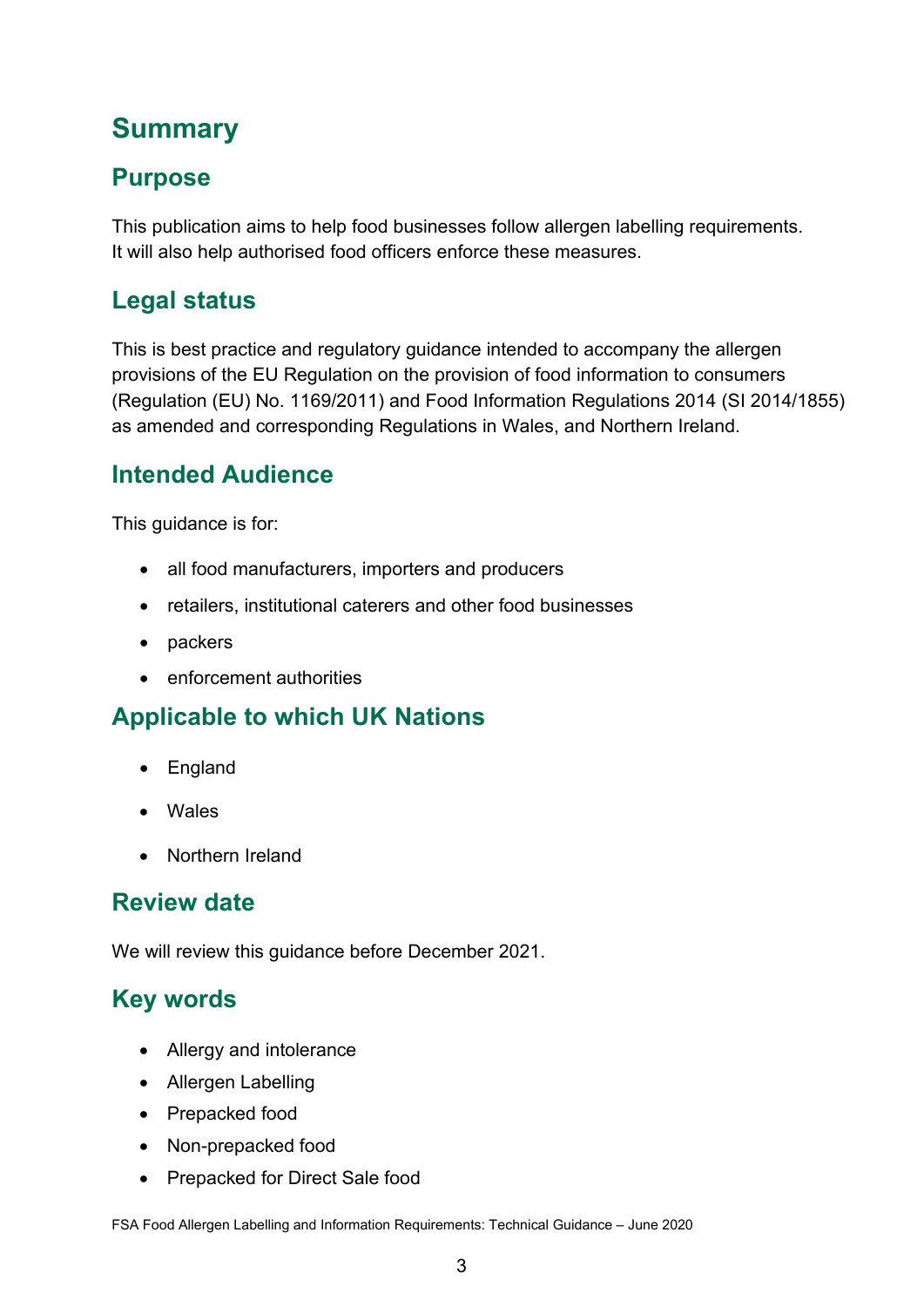# Summary

## Purpose

This publication aims to help food businesses follow allergen labelling requirements. It will also help authorised food officers enforce these measures.

## Legal status

This is best practice and regulatory guidance intended to accompany the allergen provisions of the EU Regulation on the provision of food information to consumers (Regulation (EU) No. 1169/2011) and Food Information Regulations 2014 (SI 2014/1855) as amended and corresponding Regulations in Wales, and Northern Ireland.

## Intended Audience

This guidance is for:

- all food manufacturers, importers and producers
- retailers, institutional caterers and other food businesses
- packers
- enforcement authorities

## Applicable to which UK Nations

- England
- Wales
- Northern Ireland

## Review date

We will review this guidance before December 2021.

## Key words

- Allergy and intolerance
- Allergen Labelling
- Prepacked food
- Non-prepacked food
- Prepacked for Direct Sale food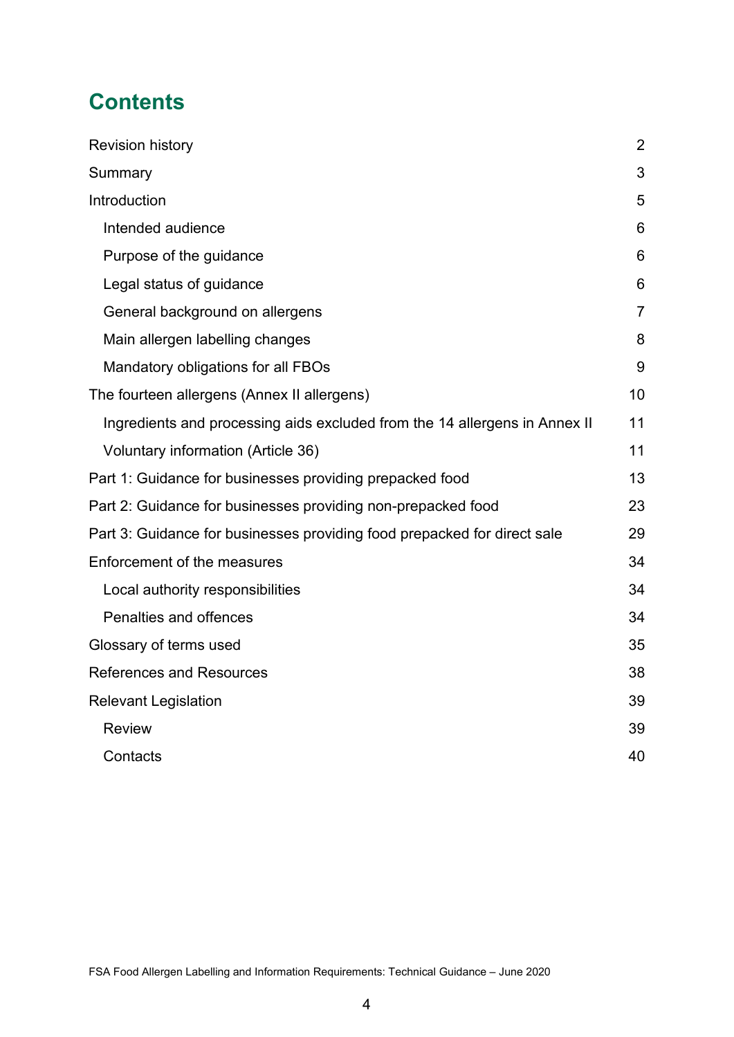## Contents

- Revision history 2
- Summary 3
- Introduction 5
  - Intended audience 6
  - Purpose of the guidance 6
  - Legal status of guidance 6
  - General background on allergens 7
  - Main allergen labelling changes 8
  - Mandatory obligations for all FBOs 9
- The fourteen allergens (Annex II allergens) 10
  - Ingredients and processing aids excluded from the 14 allergens in Annex II 11
  - Voluntary information (Article 36) 11
- Part 1: Guidance for businesses providing prepacked food 13
- Part 2: Guidance for businesses providing non-prepacked food 23
- Part 3: Guidance for businesses providing food prepacked for direct sale 29
- Enforcement of the measures 34
  - Local authority responsibilities 34
  - Penalties and offences 34
- Glossary of terms used 35
- References and Resources 38
- Relevant Legislation 39
  - Review 39
  - Contacts 40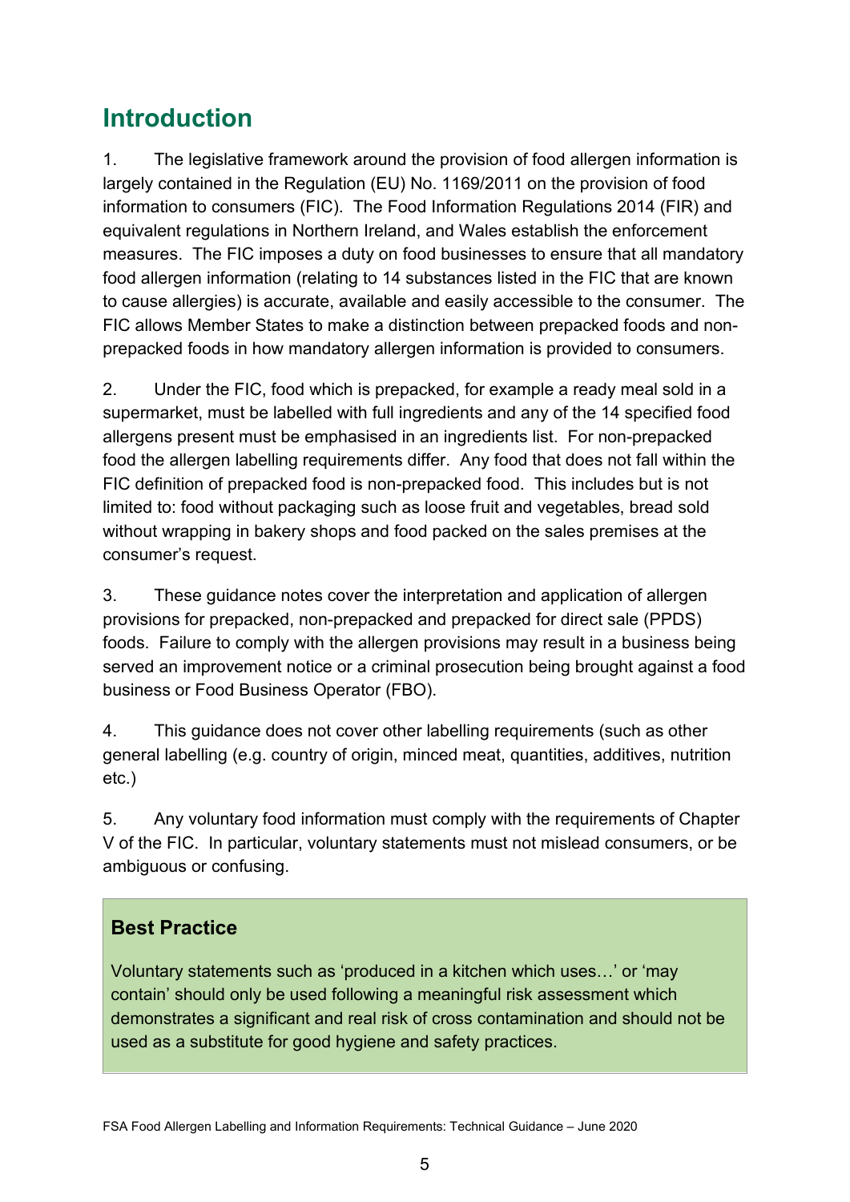## Introduction

1. The legislative framework around the provision of food allergen information is largely contained in the Regulation (EU) No. 1169/2011 on the provision of food information to consumers (FIC). The Food Information Regulations 2014 (FIR) and equivalent regulations in Northern Ireland, and Wales establish the enforcement measures. The FIC imposes a duty on food businesses to ensure that all mandatory food allergen information (relating to 14 substances listed in the FIC that are known to cause allergies) is accurate, available and easily accessible to the consumer. The FIC allows Member States to make a distinction between prepacked foods and non-prepacked foods in how mandatory allergen information is provided to consumers.

2. Under the FIC, food which is prepacked, for example a ready meal sold in a supermarket, must be labelled with full ingredients and any of the 14 specified food allergens present must be emphasised in an ingredients list. For non-prepacked food the allergen labelling requirements differ. Any food that does not fall within the FIC definition of prepacked food is non-prepacked food. This includes but is not limited to: food without packaging such as loose fruit and vegetables, bread sold without wrapping in bakery shops and food packed on the sales premises at the consumer's request.

3. These guidance notes cover the interpretation and application of allergen provisions for prepacked, non-prepacked and prepacked for direct sale (PPDS) foods. Failure to comply with the allergen provisions may result in a business being served an improvement notice or a criminal prosecution being brought against a food business or Food Business Operator (FBO).

4. This guidance does not cover other labelling requirements (such as other general labelling (e.g. country of origin, minced meat, quantities, additives, nutrition etc.)

5. Any voluntary food information must comply with the requirements of Chapter V of the FIC. In particular, voluntary statements must not mislead consumers, or be ambiguous or confusing.

> **Best Practice**
>
> Voluntary statements such as 'produced in a kitchen which uses…' or 'may contain' should only be used following a meaningful risk assessment which demonstrates a significant and real risk of cross contamination and should not be used as a substitute for good hygiene and safety practices.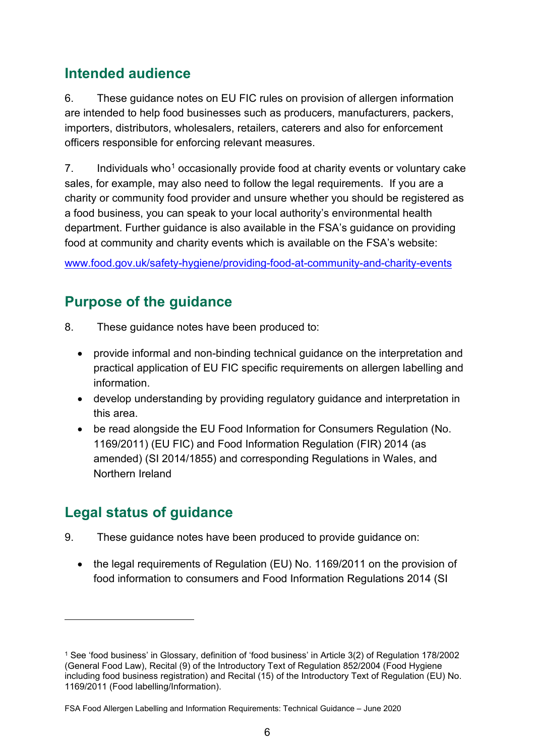## Intended audience

6. These guidance notes on EU FIC rules on provision of allergen information are intended to help food businesses such as producers, manufacturers, packers, importers, distributors, wholesalers, retailers, caterers and also for enforcement officers responsible for enforcing relevant measures.

7. Individuals who[1] occasionally provide food at charity events or voluntary cake sales, for example, may also need to follow the legal requirements. If you are a charity or community food provider and unsure whether you should be registered as a food business, you can speak to your local authority's environmental health department. Further guidance is also available in the FSA's guidance on providing food at community and charity events which is available on the FSA's website:

[www.food.gov.uk/safety-hygiene/providing-food-at-community-and-charity-events](www.food.gov.uk/safety-hygiene/providing-food-at-community-and-charity-events)

## Purpose of the guidance

8. These guidance notes have been produced to:

- provide informal and non-binding technical guidance on the interpretation and practical application of EU FIC specific requirements on allergen labelling and information.
- develop understanding by providing regulatory guidance and interpretation in this area.
- be read alongside the EU Food Information for Consumers Regulation (No. 1169/2011) (EU FIC) and Food Information Regulation (FIR) 2014 (as amended) (SI 2014/1855) and corresponding Regulations in Wales, and Northern Ireland

## Legal status of guidance

9. These guidance notes have been produced to provide guidance on:

- the legal requirements of Regulation (EU) No. 1169/2011 on the provision of food information to consumers and Food Information Regulations 2014 (SI

---

[1] See 'food business' in Glossary, definition of 'food business' in Article 3(2) of Regulation 178/2002 (General Food Law), Recital (9) of the Introductory Text of Regulation 852/2004 (Food Hygiene including food business registration) and Recital (15) of the Introductory Text of Regulation (EU) No. 1169/2011 (Food labelling/Information).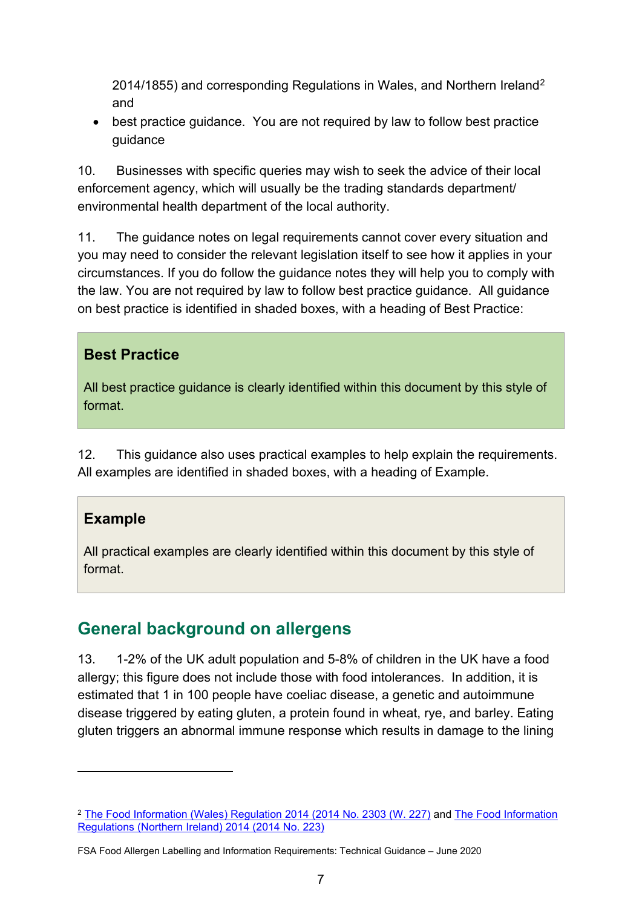2014/1855) and corresponding Regulations in Wales, and Northern Ireland[2] and

- best practice guidance. You are not required by law to follow best practice guidance

10. Businesses with specific queries may wish to seek the advice of their local enforcement agency, which will usually be the trading standards department/ environmental health department of the local authority.

11. The guidance notes on legal requirements cannot cover every situation and you may need to consider the relevant legislation itself to see how it applies in your circumstances. If you do follow the guidance notes they will help you to comply with the law. You are not required by law to follow best practice guidance. All guidance on best practice is identified in shaded boxes, with a heading of Best Practice:

> **Best Practice**
>
> All best practice guidance is clearly identified within this document by this style of format.

12. This guidance also uses practical examples to help explain the requirements. All examples are identified in shaded boxes, with a heading of Example.

> **Example**
>
> All practical examples are clearly identified within this document by this style of format.

## General background on allergens

13. 1-2% of the UK adult population and 5-8% of children in the UK have a food allergy; this figure does not include those with food intolerances. In addition, it is estimated that 1 in 100 people have coeliac disease, a genetic and autoimmune disease triggered by eating gluten, a protein found in wheat, rye, and barley. Eating gluten triggers an abnormal immune response which results in damage to the lining

[2] The Food Information (Wales) Regulation 2014 (2014 No. 2303 (W. 227) and The Food Information Regulations (Northern Ireland) 2014 (2014 No. 223)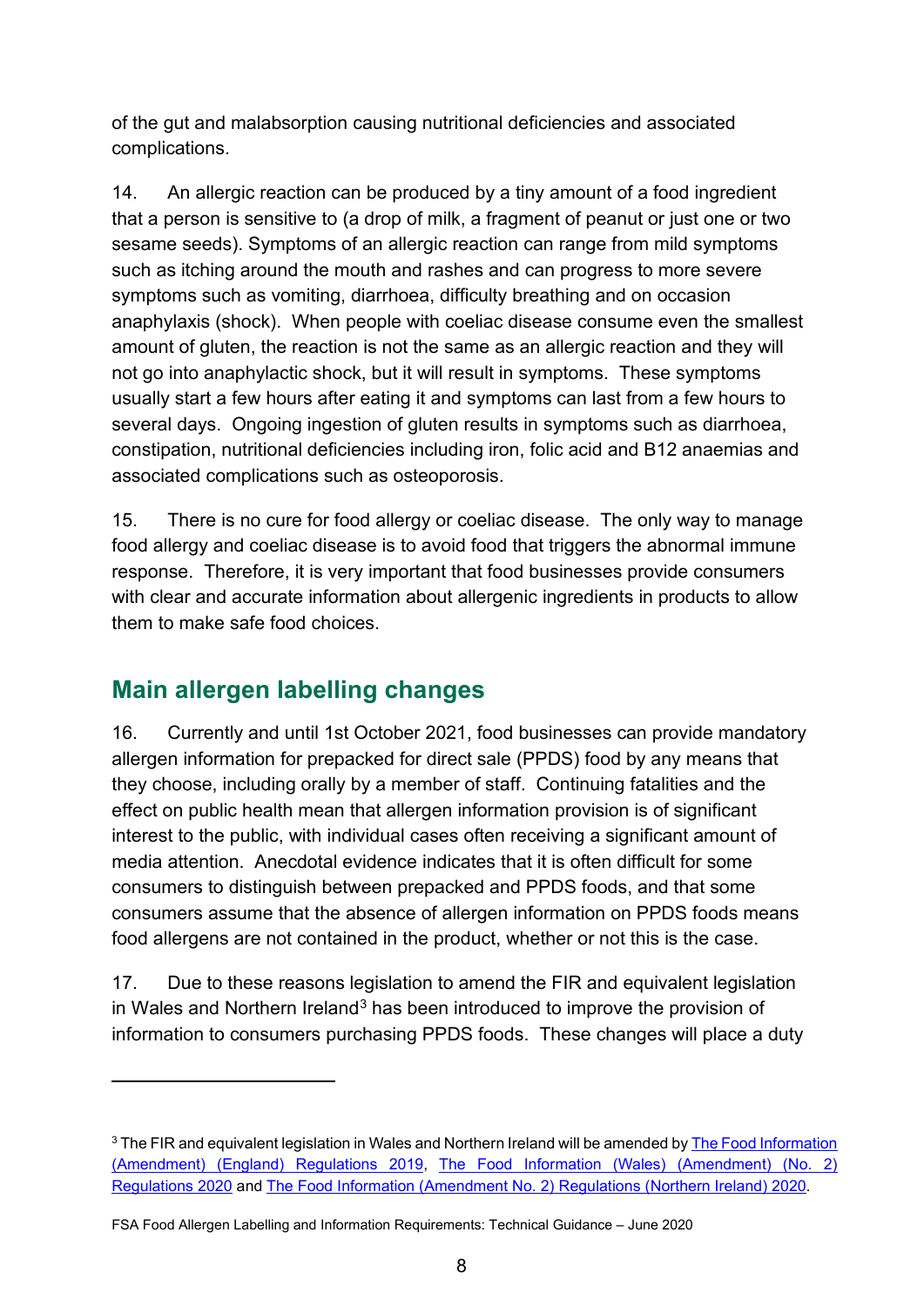of the gut and malabsorption causing nutritional deficiencies and associated complications.

14. An allergic reaction can be produced by a tiny amount of a food ingredient that a person is sensitive to (a drop of milk, a fragment of peanut or just one or two sesame seeds). Symptoms of an allergic reaction can range from mild symptoms such as itching around the mouth and rashes and can progress to more severe symptoms such as vomiting, diarrhoea, difficulty breathing and on occasion anaphylaxis (shock). When people with coeliac disease consume even the smallest amount of gluten, the reaction is not the same as an allergic reaction and they will not go into anaphylactic shock, but it will result in symptoms. These symptoms usually start a few hours after eating it and symptoms can last from a few hours to several days. Ongoing ingestion of gluten results in symptoms such as diarrhoea, constipation, nutritional deficiencies including iron, folic acid and B12 anaemias and associated complications such as osteoporosis.

15. There is no cure for food allergy or coeliac disease. The only way to manage food allergy and coeliac disease is to avoid food that triggers the abnormal immune response. Therefore, it is very important that food businesses provide consumers with clear and accurate information about allergenic ingredients in products to allow them to make safe food choices.

## Main allergen labelling changes

16. Currently and until 1st October 2021, food businesses can provide mandatory allergen information for prepacked for direct sale (PPDS) food by any means that they choose, including orally by a member of staff. Continuing fatalities and the effect on public health mean that allergen information provision is of significant interest to the public, with individual cases often receiving a significant amount of media attention. Anecdotal evidence indicates that it is often difficult for some consumers to distinguish between prepacked and PPDS foods, and that some consumers assume that the absence of allergen information on PPDS foods means food allergens are not contained in the product, whether or not this is the case.

17. Due to these reasons legislation to amend the FIR and equivalent legislation in Wales and Northern Ireland[3] has been introduced to improve the provision of information to consumers purchasing PPDS foods. These changes will place a duty

---

[3] The FIR and equivalent legislation in Wales and Northern Ireland will be amended by The Food Information (Amendment) (England) Regulations 2019, The Food Information (Wales) (Amendment) (No. 2) Regulations 2020 and The Food Information (Amendment No. 2) Regulations (Northern Ireland) 2020.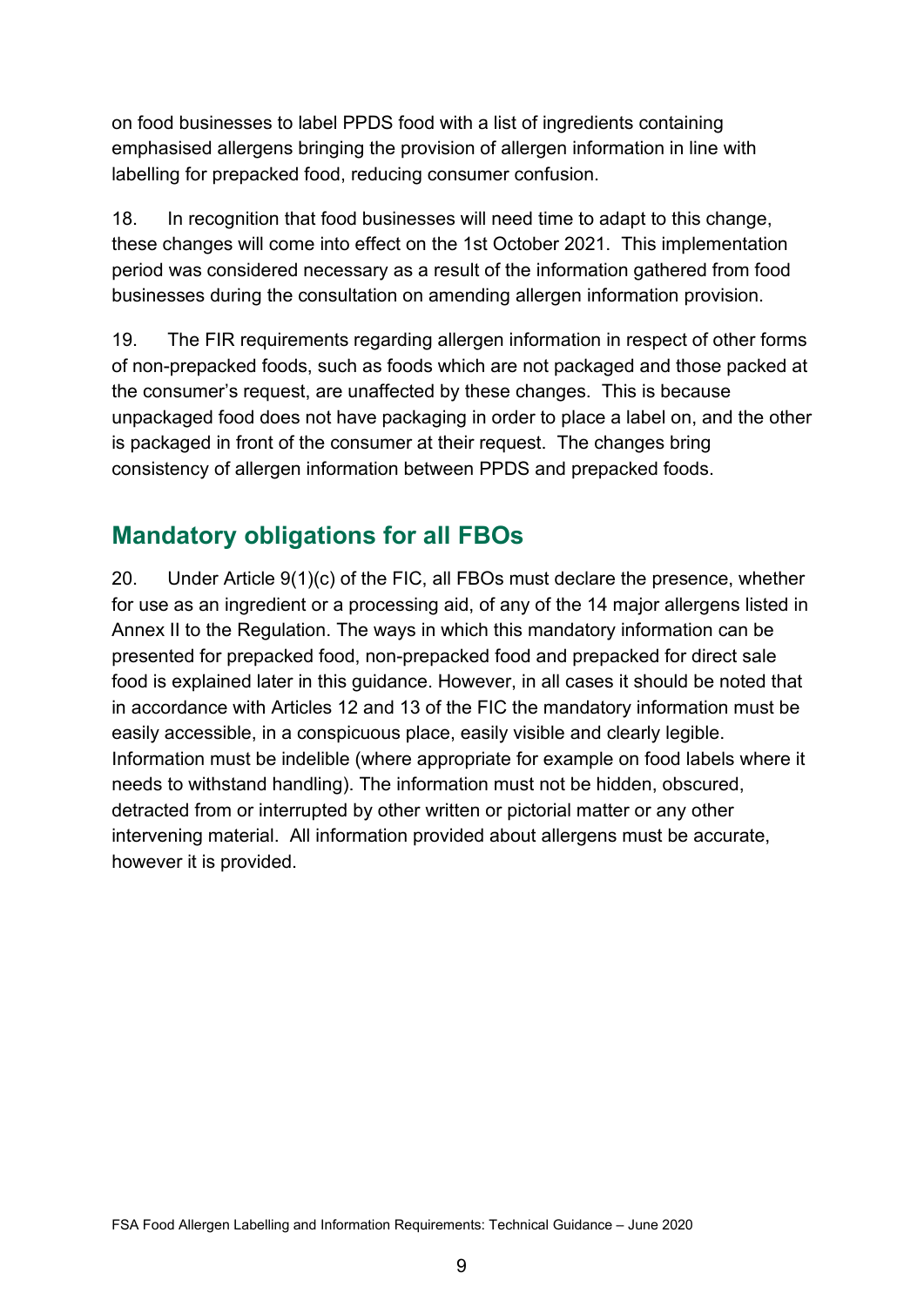on food businesses to label PPDS food with a list of ingredients containing emphasised allergens bringing the provision of allergen information in line with labelling for prepacked food, reducing consumer confusion.

18. In recognition that food businesses will need time to adapt to this change, these changes will come into effect on the 1st October 2021. This implementation period was considered necessary as a result of the information gathered from food businesses during the consultation on amending allergen information provision.

19. The FIR requirements regarding allergen information in respect of other forms of non-prepacked foods, such as foods which are not packaged and those packed at the consumer's request, are unaffected by these changes. This is because unpackaged food does not have packaging in order to place a label on, and the other is packaged in front of the consumer at their request. The changes bring consistency of allergen information between PPDS and prepacked foods.

## Mandatory obligations for all FBOs

20. Under Article 9(1)(c) of the FIC, all FBOs must declare the presence, whether for use as an ingredient or a processing aid, of any of the 14 major allergens listed in Annex II to the Regulation. The ways in which this mandatory information can be presented for prepacked food, non-prepacked food and prepacked for direct sale food is explained later in this guidance. However, in all cases it should be noted that in accordance with Articles 12 and 13 of the FIC the mandatory information must be easily accessible, in a conspicuous place, easily visible and clearly legible. Information must be indelible (where appropriate for example on food labels where it needs to withstand handling). The information must not be hidden, obscured, detracted from or interrupted by other written or pictorial matter or any other intervening material. All information provided about allergens must be accurate, however it is provided.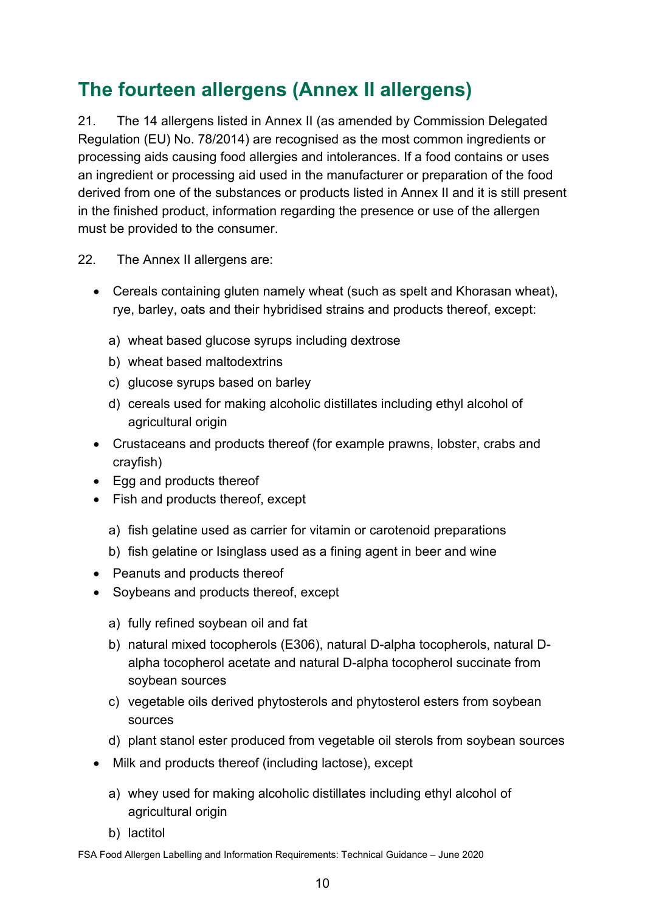## The fourteen allergens (Annex II allergens)

21. The 14 allergens listed in Annex II (as amended by Commission Delegated Regulation (EU) No. 78/2014) are recognised as the most common ingredients or processing aids causing food allergies and intolerances. If a food contains or uses an ingredient or processing aid used in the manufacturer or preparation of the food derived from one of the substances or products listed in Annex II and it is still present in the finished product, information regarding the presence or use of the allergen must be provided to the consumer.

22. The Annex II allergens are:

- Cereals containing gluten namely wheat (such as spelt and Khorasan wheat), rye, barley, oats and their hybridised strains and products thereof, except:
  a) wheat based glucose syrups including dextrose
  b) wheat based maltodextrins
  c) glucose syrups based on barley
  d) cereals used for making alcoholic distillates including ethyl alcohol of agricultural origin
- Crustaceans and products thereof (for example prawns, lobster, crabs and crayfish)
- Egg and products thereof
- Fish and products thereof, except
  a) fish gelatine used as carrier for vitamin or carotenoid preparations
  b) fish gelatine or Isinglass used as a fining agent in beer and wine
- Peanuts and products thereof
- Soybeans and products thereof, except
  a) fully refined soybean oil and fat
  b) natural mixed tocopherols (E306), natural D-alpha tocopherols, natural D-alpha tocopherol acetate and natural D-alpha tocopherol succinate from soybean sources
  c) vegetable oils derived phytosterols and phytosterol esters from soybean sources
  d) plant stanol ester produced from vegetable oil sterols from soybean sources
- Milk and products thereof (including lactose), except
  a) whey used for making alcoholic distillates including ethyl alcohol of agricultural origin
  b) lactitol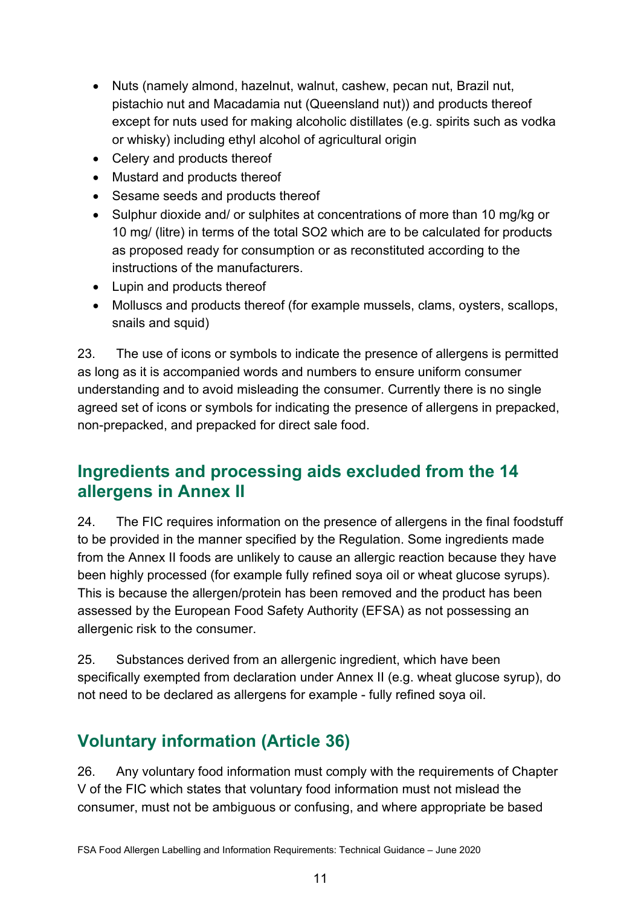- Nuts (namely almond, hazelnut, walnut, cashew, pecan nut, Brazil nut, pistachio nut and Macadamia nut (Queensland nut)) and products thereof except for nuts used for making alcoholic distillates (e.g. spirits such as vodka or whisky) including ethyl alcohol of agricultural origin
- Celery and products thereof
- Mustard and products thereof
- Sesame seeds and products thereof
- Sulphur dioxide and/ or sulphites at concentrations of more than 10 mg/kg or 10 mg/ (litre) in terms of the total SO2 which are to be calculated for products as proposed ready for consumption or as reconstituted according to the instructions of the manufacturers.
- Lupin and products thereof
- Molluscs and products thereof (for example mussels, clams, oysters, scallops, snails and squid)

23. The use of icons or symbols to indicate the presence of allergens is permitted as long as it is accompanied words and numbers to ensure uniform consumer understanding and to avoid misleading the consumer. Currently there is no single agreed set of icons or symbols for indicating the presence of allergens in prepacked, non-prepacked, and prepacked for direct sale food.

## Ingredients and processing aids excluded from the 14 allergens in Annex II

24. The FIC requires information on the presence of allergens in the final foodstuff to be provided in the manner specified by the Regulation. Some ingredients made from the Annex II foods are unlikely to cause an allergic reaction because they have been highly processed (for example fully refined soya oil or wheat glucose syrups). This is because the allergen/protein has been removed and the product has been assessed by the European Food Safety Authority (EFSA) as not possessing an allergenic risk to the consumer.

25. Substances derived from an allergenic ingredient, which have been specifically exempted from declaration under Annex II (e.g. wheat glucose syrup), do not need to be declared as allergens for example - fully refined soya oil.

## Voluntary information (Article 36)

26. Any voluntary food information must comply with the requirements of Chapter V of the FIC which states that voluntary food information must not mislead the consumer, must not be ambiguous or confusing, and where appropriate be based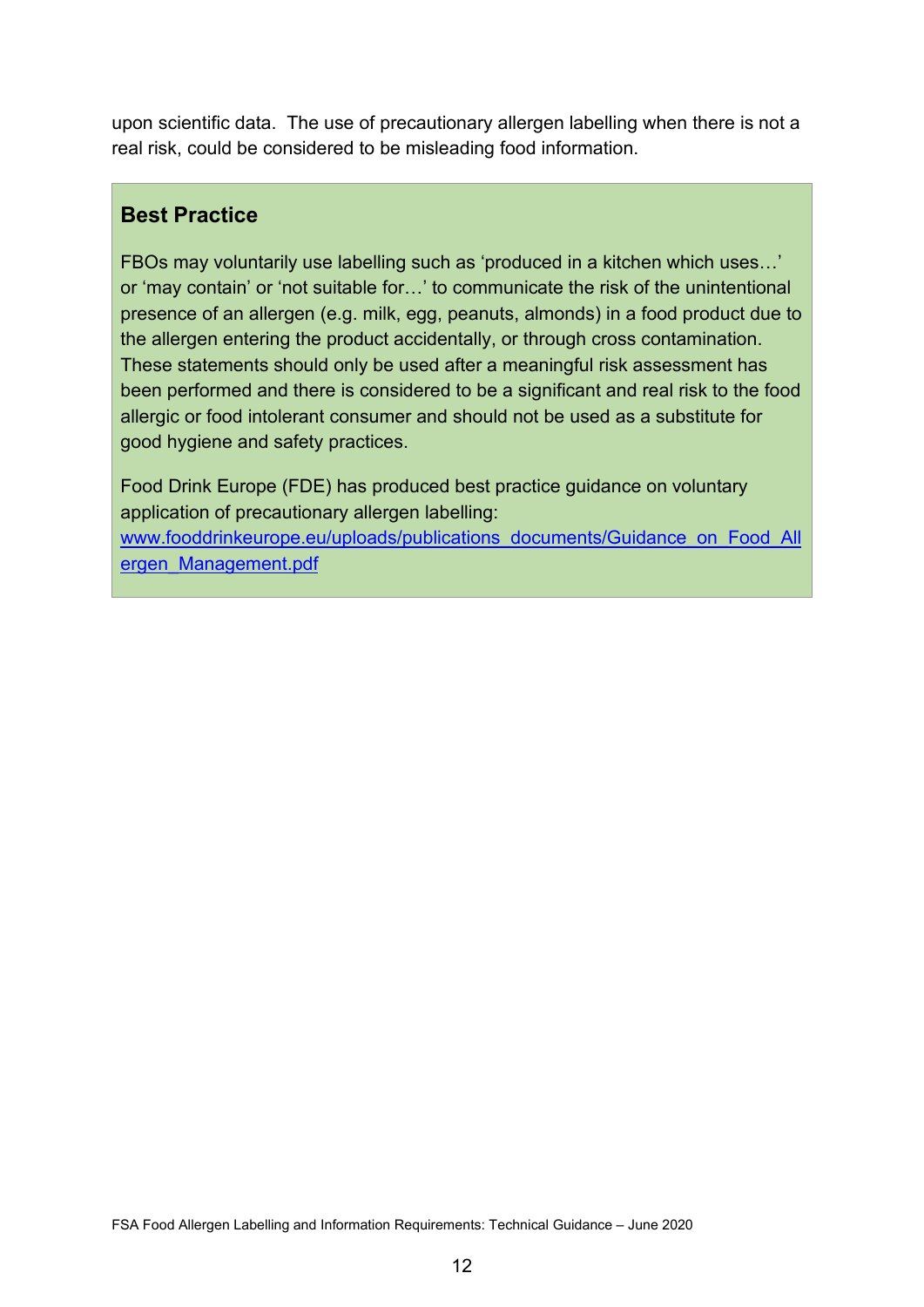upon scientific data. The use of precautionary allergen labelling when there is not a real risk, could be considered to be misleading food information.

## Best Practice

FBOs may voluntarily use labelling such as 'produced in a kitchen which uses…' or 'may contain' or 'not suitable for…' to communicate the risk of the unintentional presence of an allergen (e.g. milk, egg, peanuts, almonds) in a food product due to the allergen entering the product accidentally, or through cross contamination. These statements should only be used after a meaningful risk assessment has been performed and there is considered to be a significant and real risk to the food allergic or food intolerant consumer and should not be used as a substitute for good hygiene and safety practices.

Food Drink Europe (FDE) has produced best practice guidance on voluntary application of precautionary allergen labelling: www.fooddrinkeurope.eu/uploads/publications_documents/Guidance_on_Food_Allergen_Management.pdf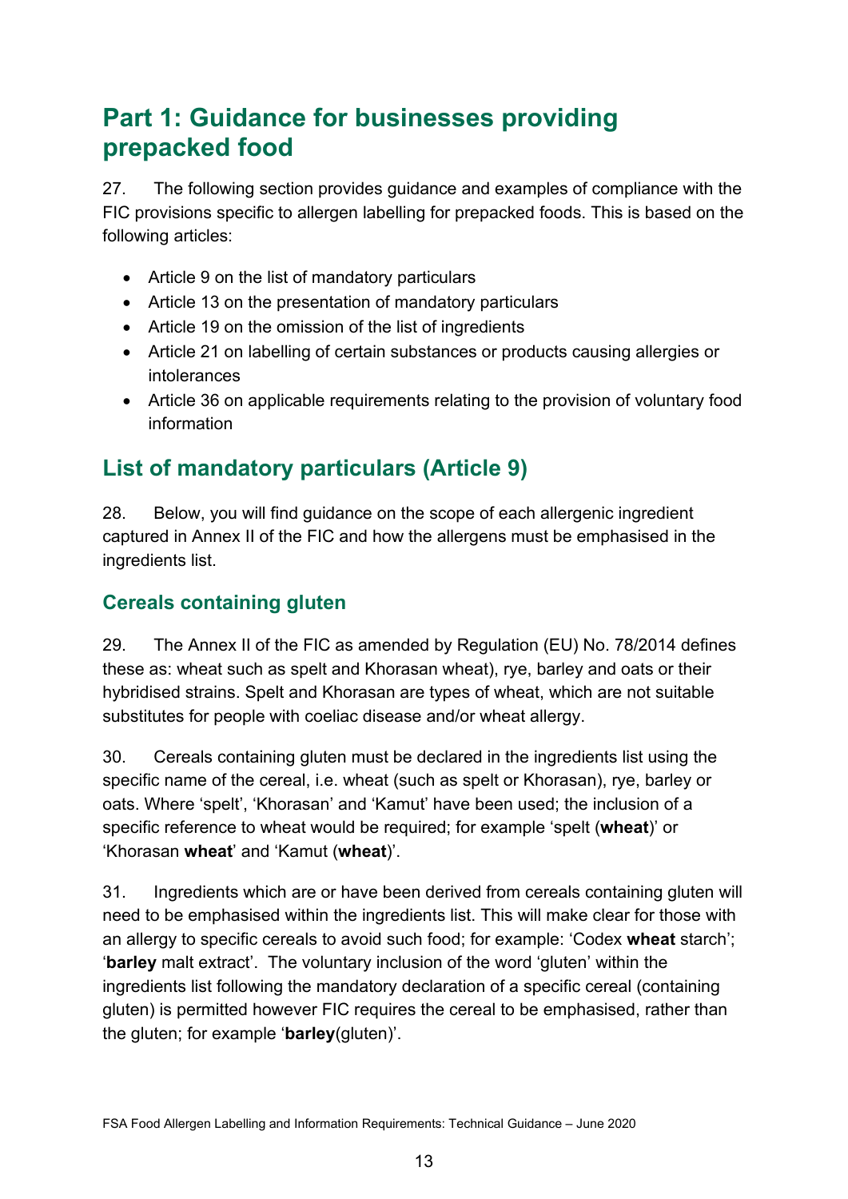# Part 1: Guidance for businesses providing prepacked food

27. The following section provides guidance and examples of compliance with the FIC provisions specific to allergen labelling for prepacked foods. This is based on the following articles:

- Article 9 on the list of mandatory particulars
- Article 13 on the presentation of mandatory particulars
- Article 19 on the omission of the list of ingredients
- Article 21 on labelling of certain substances or products causing allergies or intolerances
- Article 36 on applicable requirements relating to the provision of voluntary food information

## List of mandatory particulars (Article 9)

28. Below, you will find guidance on the scope of each allergenic ingredient captured in Annex II of the FIC and how the allergens must be emphasised in the ingredients list.

### Cereals containing gluten

29. The Annex II of the FIC as amended by Regulation (EU) No. 78/2014 defines these as: wheat such as spelt and Khorasan wheat), rye, barley and oats or their hybridised strains. Spelt and Khorasan are types of wheat, which are not suitable substitutes for people with coeliac disease and/or wheat allergy.

30. Cereals containing gluten must be declared in the ingredients list using the specific name of the cereal, i.e. wheat (such as spelt or Khorasan), rye, barley or oats. Where 'spelt', 'Khorasan' and 'Kamut' have been used; the inclusion of a specific reference to wheat would be required; for example 'spelt (**wheat**)' or 'Khorasan **wheat**' and 'Kamut (**wheat**)'.

31. Ingredients which are or have been derived from cereals containing gluten will need to be emphasised within the ingredients list. This will make clear for those with an allergy to specific cereals to avoid such food; for example: 'Codex **wheat** starch'; '**barley** malt extract'. The voluntary inclusion of the word 'gluten' within the ingredients list following the mandatory declaration of a specific cereal (containing gluten) is permitted however FIC requires the cereal to be emphasised, rather than the gluten; for example '**barley**(gluten)'.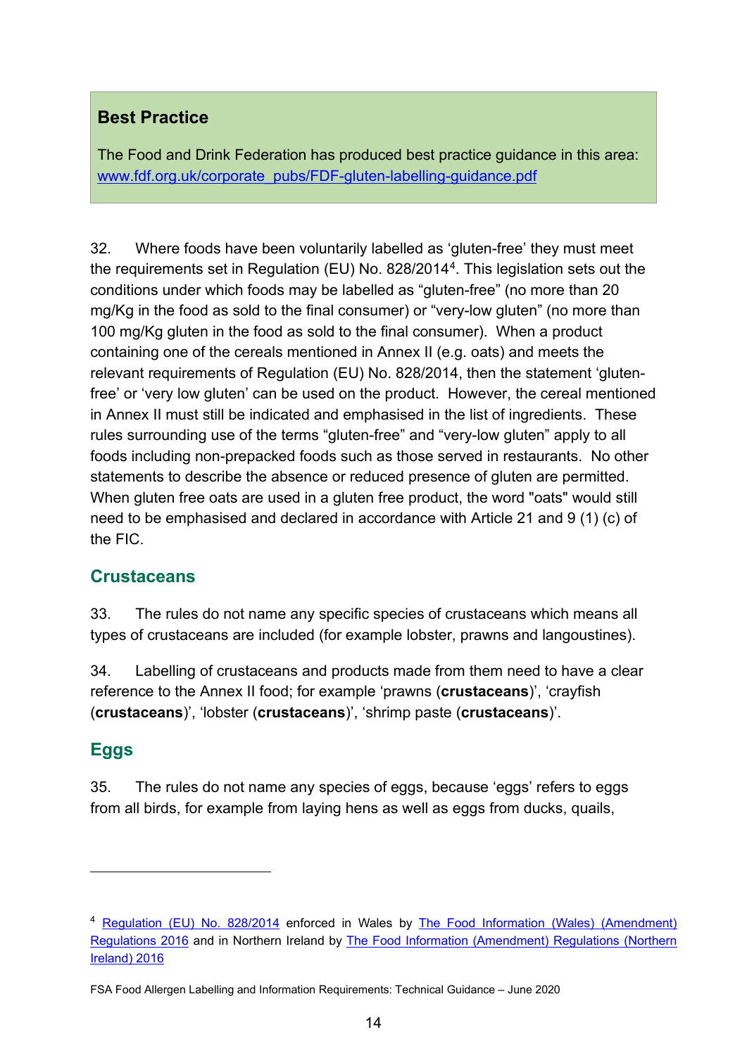**Best Practice**

The Food and Drink Federation has produced best practice guidance in this area: [www.fdf.org.uk/corporate_pubs/FDF-gluten-labelling-guidance.pdf](www.fdf.org.uk/corporate_pubs/FDF-gluten-labelling-guidance.pdf)

32. Where foods have been voluntarily labelled as 'gluten-free' they must meet the requirements set in Regulation (EU) No. 828/2014[4]. This legislation sets out the conditions under which foods may be labelled as "gluten-free" (no more than 20 mg/Kg in the food as sold to the final consumer) or "very-low gluten" (no more than 100 mg/Kg gluten in the food as sold to the final consumer). When a product containing one of the cereals mentioned in Annex II (e.g. oats) and meets the relevant requirements of Regulation (EU) No. 828/2014, then the statement 'gluten-free' or 'very low gluten' can be used on the product. However, the cereal mentioned in Annex II must still be indicated and emphasised in the list of ingredients. These rules surrounding use of the terms "gluten-free" and "very-low gluten" apply to all foods including non-prepacked foods such as those served in restaurants. No other statements to describe the absence or reduced presence of gluten are permitted. When gluten free oats are used in a gluten free product, the word "oats" would still need to be emphasised and declared in accordance with Article 21 and 9 (1) (c) of the FIC.

## Crustaceans

33. The rules do not name any specific species of crustaceans which means all types of crustaceans are included (for example lobster, prawns and langoustines).

34. Labelling of crustaceans and products made from them need to have a clear reference to the Annex II food; for example 'prawns (**crustaceans**)', 'crayfish (**crustaceans**)', 'lobster (**crustaceans**)', 'shrimp paste (**crustaceans**)'.

## Eggs

35. The rules do not name any species of eggs, because 'eggs' refers to eggs from all birds, for example from laying hens as well as eggs from ducks, quails,

---

[4] Regulation (EU) No. 828/2014 enforced in Wales by The Food Information (Wales) (Amendment) Regulations 2016 and in Northern Ireland by The Food Information (Amendment) Regulations (Northern Ireland) 2016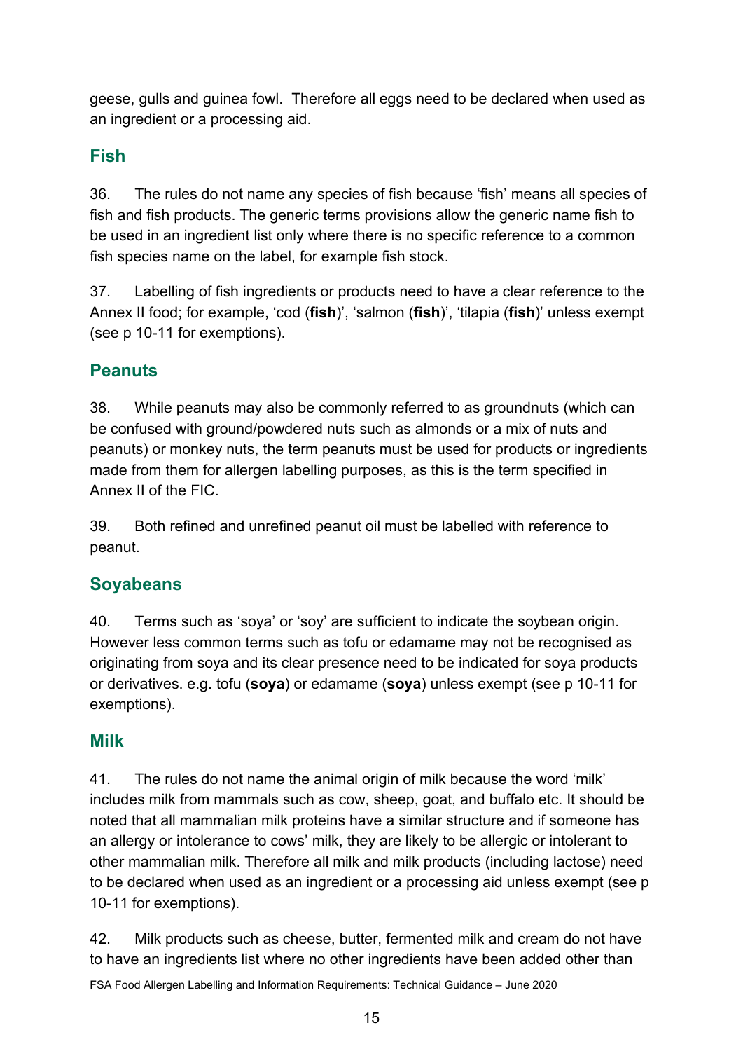geese, gulls and guinea fowl. Therefore all eggs need to be declared when used as an ingredient or a processing aid.

## Fish

36. The rules do not name any species of fish because 'fish' means all species of fish and fish products. The generic terms provisions allow the generic name fish to be used in an ingredient list only where there is no specific reference to a common fish species name on the label, for example fish stock.

37. Labelling of fish ingredients or products need to have a clear reference to the Annex II food; for example, 'cod (**fish**)', 'salmon (**fish**)', 'tilapia (**fish**)' unless exempt (see p 10-11 for exemptions).

## Peanuts

38. While peanuts may also be commonly referred to as groundnuts (which can be confused with ground/powdered nuts such as almonds or a mix of nuts and peanuts) or monkey nuts, the term peanuts must be used for products or ingredients made from them for allergen labelling purposes, as this is the term specified in Annex II of the FIC.

39. Both refined and unrefined peanut oil must be labelled with reference to peanut.

## Soyabeans

40. Terms such as 'soya' or 'soy' are sufficient to indicate the soybean origin. However less common terms such as tofu or edamame may not be recognised as originating from soya and its clear presence need to be indicated for soya products or derivatives. e.g. tofu (**soya**) or edamame (**soya**) unless exempt (see p 10-11 for exemptions).

## Milk

41. The rules do not name the animal origin of milk because the word 'milk' includes milk from mammals such as cow, sheep, goat, and buffalo etc. It should be noted that all mammalian milk proteins have a similar structure and if someone has an allergy or intolerance to cows' milk, they are likely to be allergic or intolerant to other mammalian milk. Therefore all milk and milk products (including lactose) need to be declared when used as an ingredient or a processing aid unless exempt (see p 10-11 for exemptions).

42. Milk products such as cheese, butter, fermented milk and cream do not have to have an ingredients list where no other ingredients have been added other than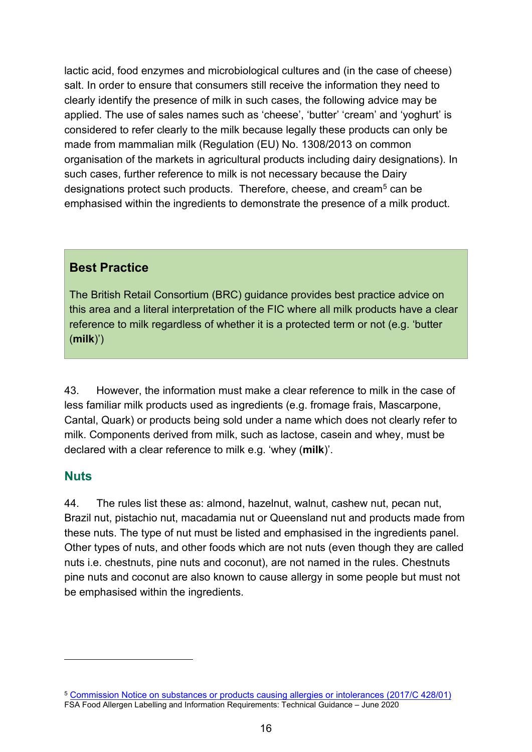lactic acid, food enzymes and microbiological cultures and (in the case of cheese) salt. In order to ensure that consumers still receive the information they need to clearly identify the presence of milk in such cases, the following advice may be applied. The use of sales names such as 'cheese', 'butter' 'cream' and 'yoghurt' is considered to refer clearly to the milk because legally these products can only be made from mammalian milk (Regulation (EU) No. 1308/2013 on common organisation of the markets in agricultural products including dairy designations). In such cases, further reference to milk is not necessary because the Dairy designations protect such products. Therefore, cheese, and cream[5] can be emphasised within the ingredients to demonstrate the presence of a milk product.

> **Best Practice**
>
> The British Retail Consortium (BRC) guidance provides best practice advice on this area and a literal interpretation of the FIC where all milk products have a clear reference to milk regardless of whether it is a protected term or not (e.g. 'butter (**milk**)')

43. However, the information must make a clear reference to milk in the case of less familiar milk products used as ingredients (e.g. fromage frais, Mascarpone, Cantal, Quark) or products being sold under a name which does not clearly refer to milk. Components derived from milk, such as lactose, casein and whey, must be declared with a clear reference to milk e.g. 'whey (**milk**)'.

## Nuts

44. The rules list these as: almond, hazelnut, walnut, cashew nut, pecan nut, Brazil nut, pistachio nut, macadamia nut or Queensland nut and products made from these nuts. The type of nut must be listed and emphasised in the ingredients panel. Other types of nuts, and other foods which are not nuts (even though they are called nuts i.e. chestnuts, pine nuts and coconut), are not named in the rules. Chestnuts pine nuts and coconut are also known to cause allergy in some people but must not be emphasised within the ingredients.

---

[5] Commission Notice on substances or products causing allergies or intolerances (2017/C 428/01)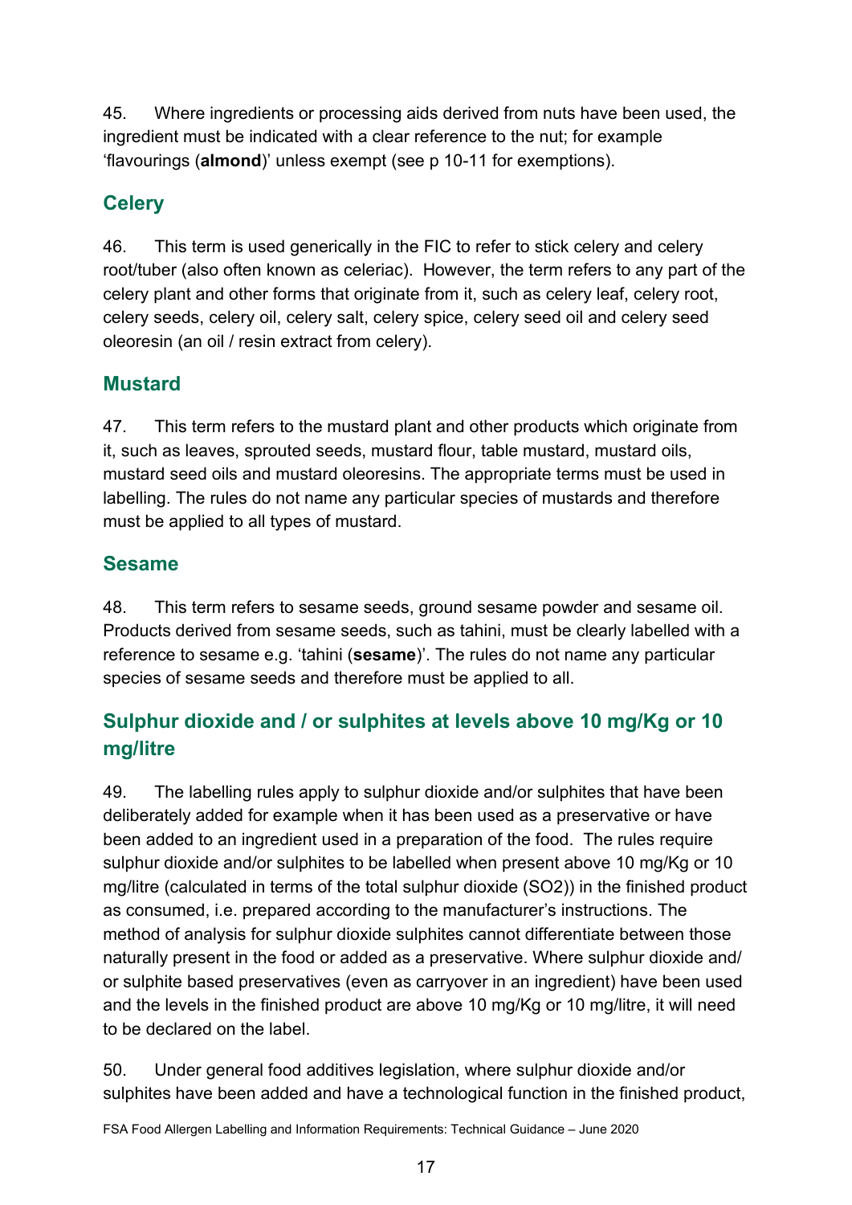45. Where ingredients or processing aids derived from nuts have been used, the ingredient must be indicated with a clear reference to the nut; for example 'flavourings (**almond**)' unless exempt (see p 10-11 for exemptions).

## Celery

46. This term is used generically in the FIC to refer to stick celery and celery root/tuber (also often known as celeriac). However, the term refers to any part of the celery plant and other forms that originate from it, such as celery leaf, celery root, celery seeds, celery oil, celery salt, celery spice, celery seed oil and celery seed oleoresin (an oil / resin extract from celery).

## Mustard

47. This term refers to the mustard plant and other products which originate from it, such as leaves, sprouted seeds, mustard flour, table mustard, mustard oils, mustard seed oils and mustard oleoresins. The appropriate terms must be used in labelling. The rules do not name any particular species of mustards and therefore must be applied to all types of mustard.

## Sesame

48. This term refers to sesame seeds, ground sesame powder and sesame oil. Products derived from sesame seeds, such as tahini, must be clearly labelled with a reference to sesame e.g. 'tahini (**sesame**)'. The rules do not name any particular species of sesame seeds and therefore must be applied to all.

## Sulphur dioxide and / or sulphites at levels above 10 mg/Kg or 10 mg/litre

49. The labelling rules apply to sulphur dioxide and/or sulphites that have been deliberately added for example when it has been used as a preservative or have been added to an ingredient used in a preparation of the food. The rules require sulphur dioxide and/or sulphites to be labelled when present above 10 mg/Kg or 10 mg/litre (calculated in terms of the total sulphur dioxide ($SO_2$)) in the finished product as consumed, i.e. prepared according to the manufacturer's instructions. The method of analysis for sulphur dioxide sulphites cannot differentiate between those naturally present in the food or added as a preservative. Where sulphur dioxide and/ or sulphite based preservatives (even as carryover in an ingredient) have been used and the levels in the finished product are above 10 mg/Kg or 10 mg/litre, it will need to be declared on the label.

50. Under general food additives legislation, where sulphur dioxide and/or sulphites have been added and have a technological function in the finished product,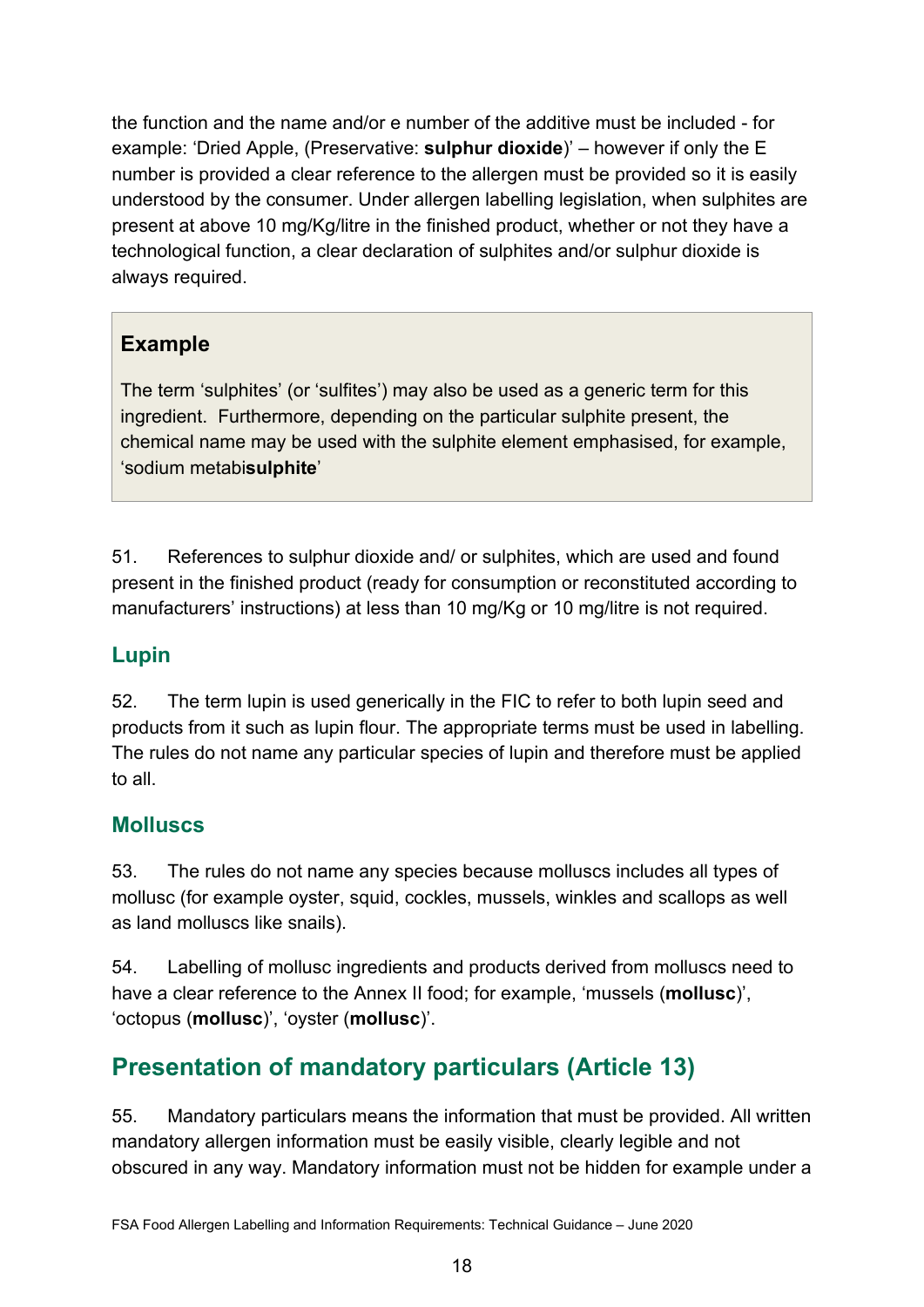the function and the name and/or e number of the additive must be included - for example: 'Dried Apple, (Preservative: **sulphur dioxide**)' – however if only the E number is provided a clear reference to the allergen must be provided so it is easily understood by the consumer. Under allergen labelling legislation, when sulphites are present at above 10 mg/Kg/litre in the finished product, whether or not they have a technological function, a clear declaration of sulphites and/or sulphur dioxide is always required.

> **Example**
>
> The term 'sulphites' (or 'sulfites') may also be used as a generic term for this ingredient. Furthermore, depending on the particular sulphite present, the chemical name may be used with the sulphite element emphasised, for example, 'sodium metabi**sulphite**'

51. References to sulphur dioxide and/ or sulphites, which are used and found present in the finished product (ready for consumption or reconstituted according to manufacturers' instructions) at less than 10 mg/Kg or 10 mg/litre is not required.

### Lupin

52. The term lupin is used generically in the FIC to refer to both lupin seed and products from it such as lupin flour. The appropriate terms must be used in labelling. The rules do not name any particular species of lupin and therefore must be applied to all.

### Molluscs

53. The rules do not name any species because molluscs includes all types of mollusc (for example oyster, squid, cockles, mussels, winkles and scallops as well as land molluscs like snails).

54. Labelling of mollusc ingredients and products derived from molluscs need to have a clear reference to the Annex II food; for example, 'mussels (**mollusc**)', 'octopus (**mollusc**)', 'oyster (**mollusc**)'.

## Presentation of mandatory particulars (Article 13)

55. Mandatory particulars means the information that must be provided. All written mandatory allergen information must be easily visible, clearly legible and not obscured in any way. Mandatory information must not be hidden for example under a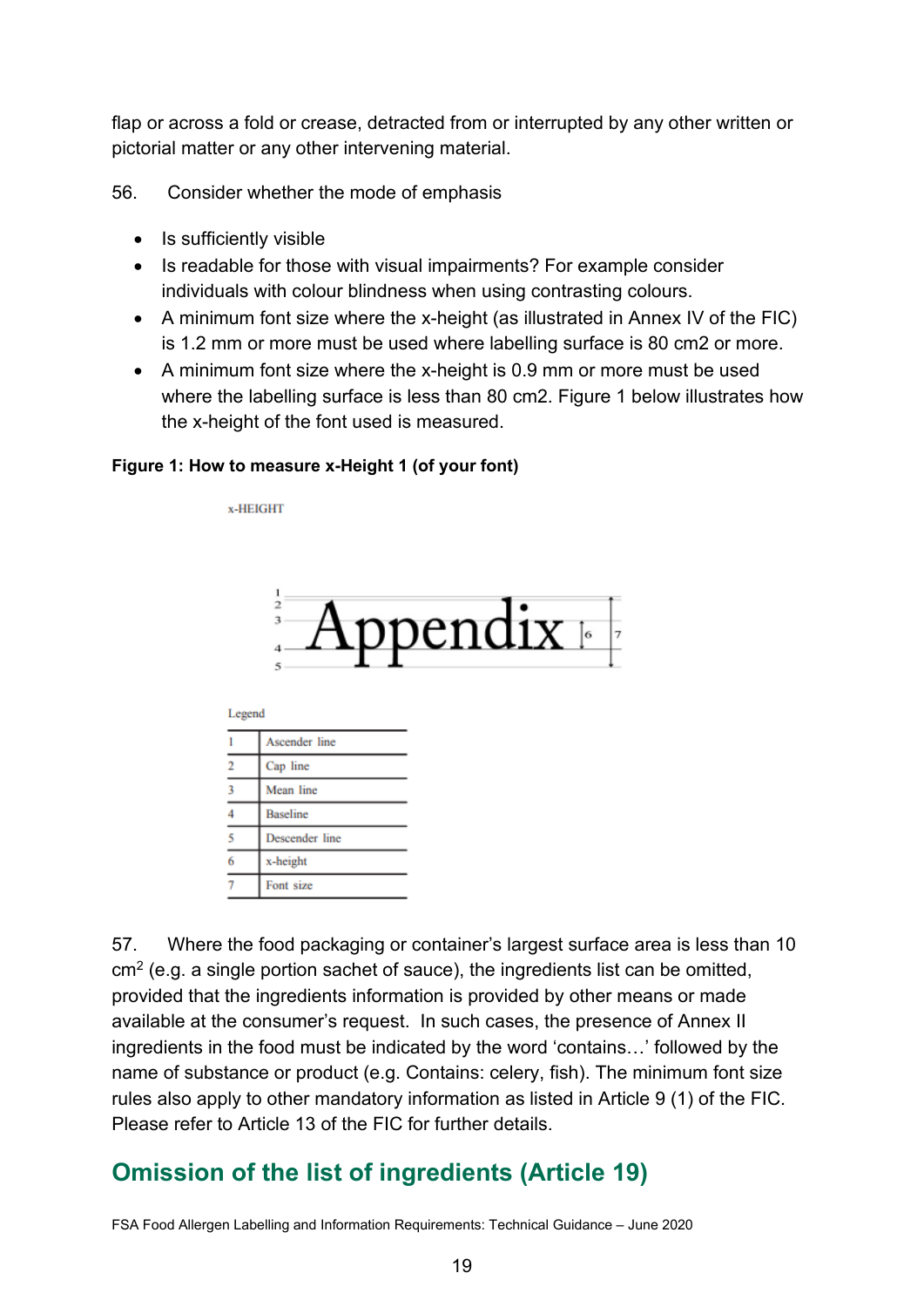flap or across a fold or crease, detracted from or interrupted by any other written or pictorial matter or any other intervening material.

56. Consider whether the mode of emphasis

- Is sufficiently visible
- Is readable for those with visual impairments? For example consider individuals with colour blindness when using contrasting colours.
- A minimum font size where the x-height (as illustrated in Annex IV of the FIC) is 1.2 mm or more must be used where labelling surface is 80 cm2 or more.
- A minimum font size where the x-height is 0.9 mm or more must be used where the labelling surface is less than 80 cm2. Figure 1 below illustrates how the x-height of the font used is measured.

**Figure 1: How to measure x-Height 1 (of your font)**

x-HEIGHT

Appendix

Legend

| | |
|---|---|
| 1 | Ascender line |
| 2 | Cap line |
| 3 | Mean line |
| 4 | Baseline |
| 5 | Descender line |
| 6 | x-height |
| 7 | Font size |

57. Where the food packaging or container's largest surface area is less than 10 $cm^2$ (e.g. a single portion sachet of sauce), the ingredients list can be omitted, provided that the ingredients information is provided by other means or made available at the consumer's request. In such cases, the presence of Annex II ingredients in the food must be indicated by the word 'contains…' followed by the name of substance or product (e.g. Contains: celery, fish). The minimum font size rules also apply to other mandatory information as listed in Article 9 (1) of the FIC. Please refer to Article 13 of the FIC for further details.

## Omission of the list of ingredients (Article 19)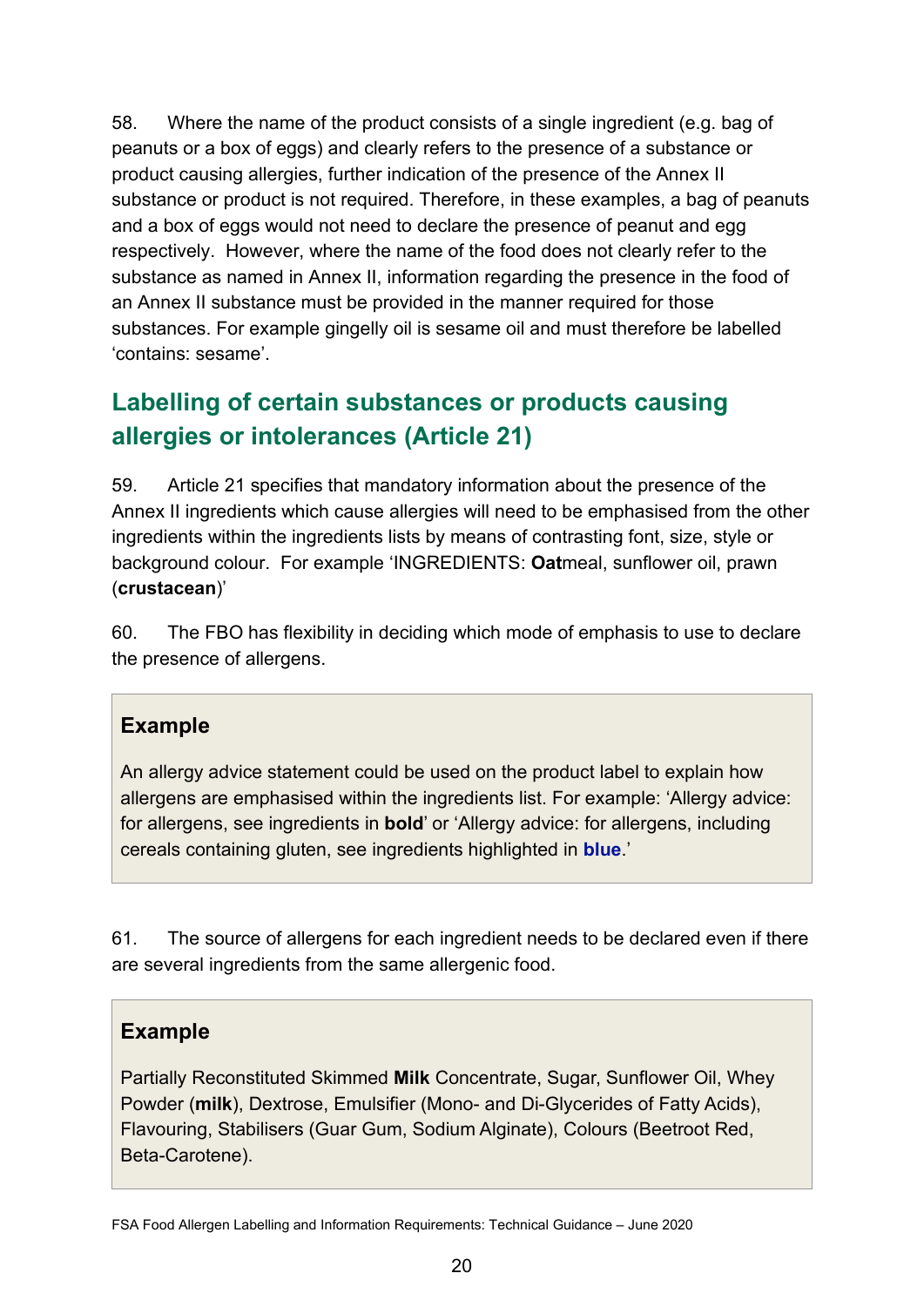58. Where the name of the product consists of a single ingredient (e.g. bag of peanuts or a box of eggs) and clearly refers to the presence of a substance or product causing allergies, further indication of the presence of the Annex II substance or product is not required. Therefore, in these examples, a bag of peanuts and a box of eggs would not need to declare the presence of peanut and egg respectively. However, where the name of the food does not clearly refer to the substance as named in Annex II, information regarding the presence in the food of an Annex II substance must be provided in the manner required for those substances. For example gingelly oil is sesame oil and must therefore be labelled 'contains: sesame'.

## Labelling of certain substances or products causing allergies or intolerances (Article 21)

59. Article 21 specifies that mandatory information about the presence of the Annex II ingredients which cause allergies will need to be emphasised from the other ingredients within the ingredients lists by means of contrasting font, size, style or background colour. For example 'INGREDIENTS: **Oat**meal, sunflower oil, prawn (**crustacean**)'

60. The FBO has flexibility in deciding which mode of emphasis to use to declare the presence of allergens.

### Example

An allergy advice statement could be used on the product label to explain how allergens are emphasised within the ingredients list. For example: 'Allergy advice: for allergens, see ingredients in **bold**' or 'Allergy advice: for allergens, including cereals containing gluten, see ingredients highlighted in **blue**.'

61. The source of allergens for each ingredient needs to be declared even if there are several ingredients from the same allergenic food.

### Example

Partially Reconstituted Skimmed **Milk** Concentrate, Sugar, Sunflower Oil, Whey Powder (**milk**), Dextrose, Emulsifier (Mono- and Di-Glycerides of Fatty Acids), Flavouring, Stabilisers (Guar Gum, Sodium Alginate), Colours (Beetroot Red, Beta-Carotene).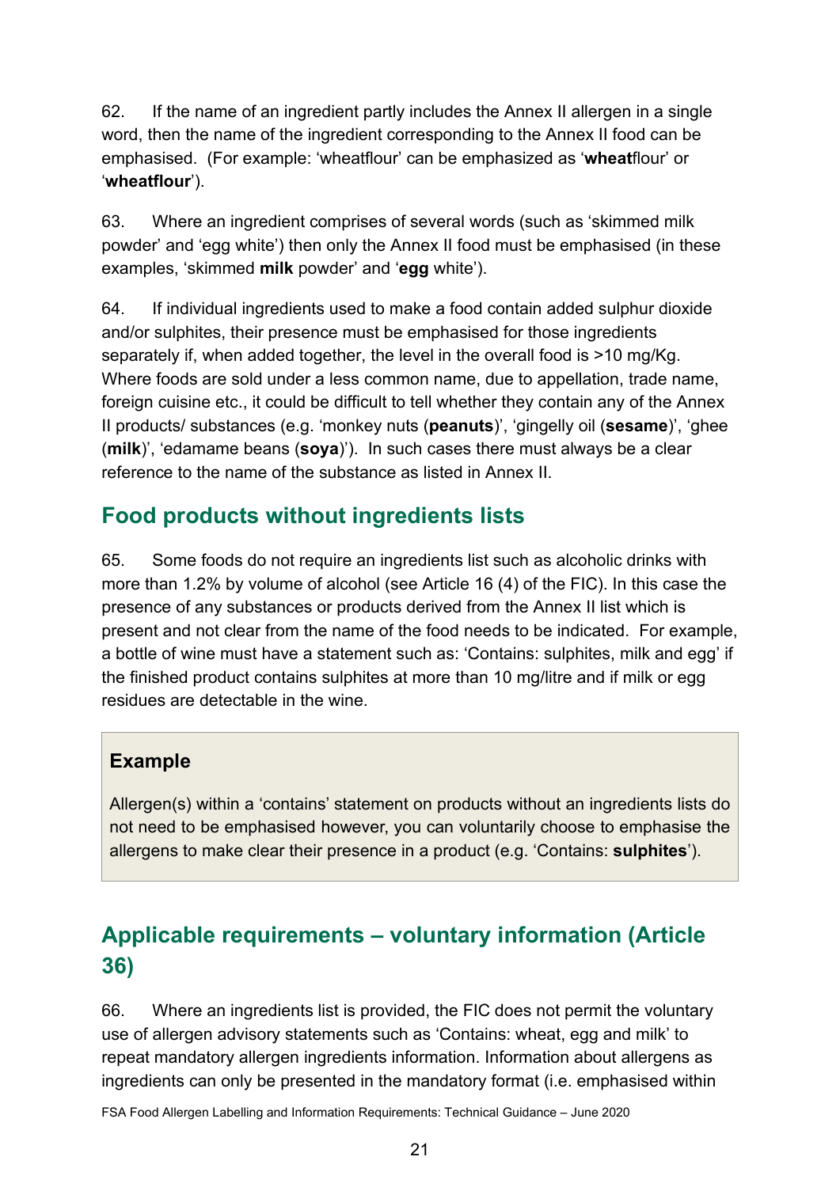62. If the name of an ingredient partly includes the Annex II allergen in a single word, then the name of the ingredient corresponding to the Annex II food can be emphasised. (For example: 'wheatflour' can be emphasized as '**wheat**flour' or '**wheatflour**').

63. Where an ingredient comprises of several words (such as 'skimmed milk powder' and 'egg white') then only the Annex II food must be emphasised (in these examples, 'skimmed **milk** powder' and '**egg** white').

64. If individual ingredients used to make a food contain added sulphur dioxide and/or sulphites, their presence must be emphasised for those ingredients separately if, when added together, the level in the overall food is >10 mg/Kg. Where foods are sold under a less common name, due to appellation, trade name, foreign cuisine etc., it could be difficult to tell whether they contain any of the Annex II products/ substances (e.g. 'monkey nuts (**peanuts**)', 'gingelly oil (**sesame**)', 'ghee (**milk**)', 'edamame beans (**soya**)'). In such cases there must always be a clear reference to the name of the substance as listed in Annex II.

## Food products without ingredients lists

65. Some foods do not require an ingredients list such as alcoholic drinks with more than 1.2% by volume of alcohol (see Article 16 (4) of the FIC). In this case the presence of any substances or products derived from the Annex II list which is present and not clear from the name of the food needs to be indicated. For example, a bottle of wine must have a statement such as: 'Contains: sulphites, milk and egg' if the finished product contains sulphites at more than 10 mg/litre and if milk or egg residues are detectable in the wine.

> **Example**
>
> Allergen(s) within a 'contains' statement on products without an ingredients lists do not need to be emphasised however, you can voluntarily choose to emphasise the allergens to make clear their presence in a product (e.g. 'Contains: **sulphites**').

## Applicable requirements – voluntary information (Article 36)

66. Where an ingredients list is provided, the FIC does not permit the voluntary use of allergen advisory statements such as 'Contains: wheat, egg and milk' to repeat mandatory allergen ingredients information. Information about allergens as ingredients can only be presented in the mandatory format (i.e. emphasised within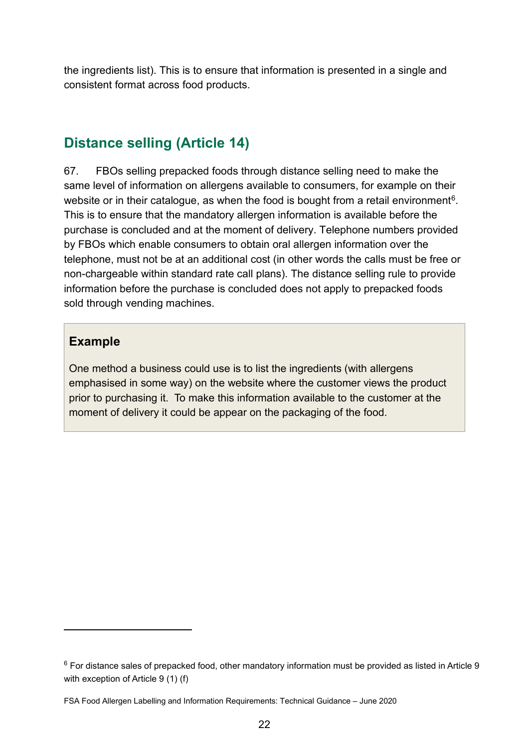the ingredients list). This is to ensure that information is presented in a single and consistent format across food products.

## Distance selling (Article 14)

67. FBOs selling prepacked foods through distance selling need to make the same level of information on allergens available to consumers, for example on their website or in their catalogue, as when the food is bought from a retail environment[6]. This is to ensure that the mandatory allergen information is available before the purchase is concluded and at the moment of delivery. Telephone numbers provided by FBOs which enable consumers to obtain oral allergen information over the telephone, must not be at an additional cost (in other words the calls must be free or non-chargeable within standard rate call plans). The distance selling rule to provide information before the purchase is concluded does not apply to prepacked foods sold through vending machines.

> **Example**
>
> One method a business could use is to list the ingredients (with allergens emphasised in some way) on the website where the customer views the product prior to purchasing it. To make this information available to the customer at the moment of delivery it could be appear on the packaging of the food.

[6] For distance sales of prepacked food, other mandatory information must be provided as listed in Article 9 with exception of Article 9 (1) (f)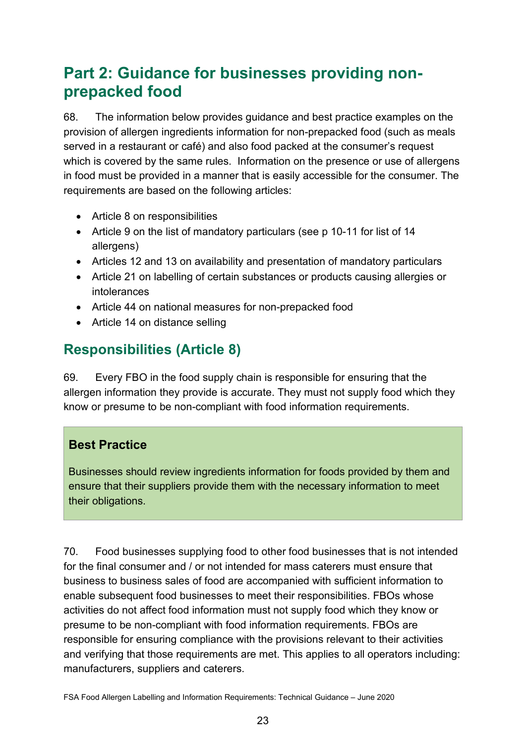# Part 2: Guidance for businesses providing non-prepacked food

68. The information below provides guidance and best practice examples on the provision of allergen ingredients information for non-prepacked food (such as meals served in a restaurant or café) and also food packed at the consumer's request which is covered by the same rules. Information on the presence or use of allergens in food must be provided in a manner that is easily accessible for the consumer. The requirements are based on the following articles:

- Article 8 on responsibilities
- Article 9 on the list of mandatory particulars (see p 10-11 for list of 14 allergens)
- Articles 12 and 13 on availability and presentation of mandatory particulars
- Article 21 on labelling of certain substances or products causing allergies or intolerances
- Article 44 on national measures for non-prepacked food
- Article 14 on distance selling

## Responsibilities (Article 8)

69. Every FBO in the food supply chain is responsible for ensuring that the allergen information they provide is accurate. They must not supply food which they know or presume to be non-compliant with food information requirements.

> **Best Practice**
>
> Businesses should review ingredients information for foods provided by them and ensure that their suppliers provide them with the necessary information to meet their obligations.

70. Food businesses supplying food to other food businesses that is not intended for the final consumer and / or not intended for mass caterers must ensure that business to business sales of food are accompanied with sufficient information to enable subsequent food businesses to meet their responsibilities. FBOs whose activities do not affect food information must not supply food which they know or presume to be non-compliant with food information requirements. FBOs are responsible for ensuring compliance with the provisions relevant to their activities and verifying that those requirements are met. This applies to all operators including: manufacturers, suppliers and caterers.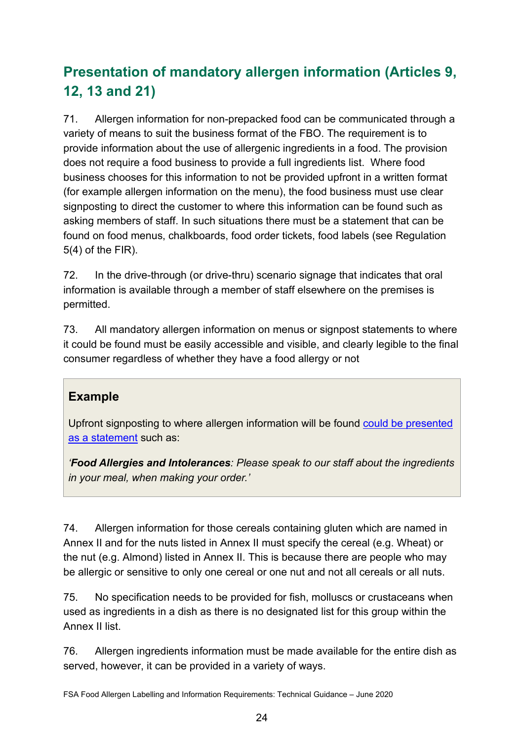## Presentation of mandatory allergen information (Articles 9, 12, 13 and 21)

71. Allergen information for non-prepacked food can be communicated through a variety of means to suit the business format of the FBO. The requirement is to provide information about the use of allergenic ingredients in a food. The provision does not require a food business to provide a full ingredients list. Where food business chooses for this information to not be provided upfront in a written format (for example allergen information on the menu), the food business must use clear signposting to direct the customer to where this information can be found such as asking members of staff. In such situations there must be a statement that can be found on food menus, chalkboards, food order tickets, food labels (see Regulation 5(4) of the FIR).

72. In the drive-through (or drive-thru) scenario signage that indicates that oral information is available through a member of staff elsewhere on the premises is permitted.

73. All mandatory allergen information on menus or signpost statements to where it could be found must be easily accessible and visible, and clearly legible to the final consumer regardless of whether they have a food allergy or not

> **Example**
>
> Upfront signposting to where allergen information will be found could be presented as a statement such as:
>
> *'**Food Allergies and Intolerances**: Please speak to our staff about the ingredients in your meal, when making your order.'*

74. Allergen information for those cereals containing gluten which are named in Annex II and for the nuts listed in Annex II must specify the cereal (e.g. Wheat) or the nut (e.g. Almond) listed in Annex II. This is because there are people who may be allergic or sensitive to only one cereal or one nut and not all cereals or all nuts.

75. No specification needs to be provided for fish, molluscs or crustaceans when used as ingredients in a dish as there is no designated list for this group within the Annex II list.

76. Allergen ingredients information must be made available for the entire dish as served, however, it can be provided in a variety of ways.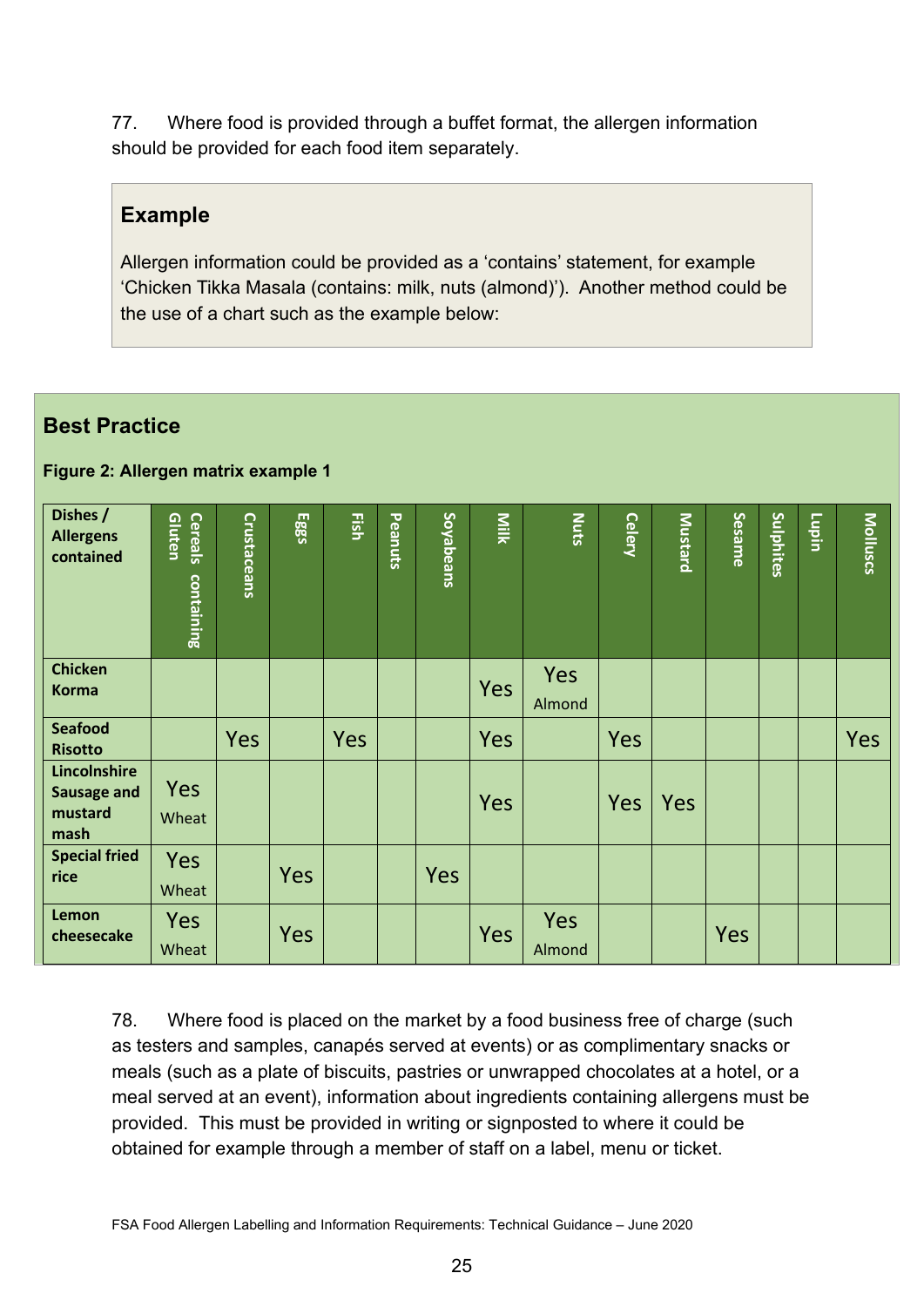77. Where food is provided through a buffet format, the allergen information should be provided for each food item separately.

### Example

Allergen information could be provided as a 'contains' statement, for example 'Chicken Tikka Masala (contains: milk, nuts (almond)'). Another method could be the use of a chart such as the example below:

### Best Practice

**Figure 2: Allergen matrix example 1**

| Dishes / Allergens contained | Cereals containing Gluten | Crustaceans | Eggs | Fish | Peanuts | Soyabeans | Milk | Nuts | Celery | Mustard | Sesame | Sulphites | Lupin | Molluscs |
|---|---|---|---|---|---|---|---|---|---|---|---|---|---|---|
| Chicken Korma | | | | | | | Yes | Yes Almond | | | | | | |
| Seafood Risotto | | Yes | | Yes | | | Yes | | Yes | | | | | Yes |
| Lincolnshire Sausage and mustard mash | Yes Wheat | | | | | | Yes | | Yes | Yes | | | | |
| Special fried rice | Yes Wheat | | Yes | | | Yes | | | | | | | | |
| Lemon cheesecake | Yes Wheat | | Yes | | | | Yes | Yes Almond | | | Yes | | | |

78. Where food is placed on the market by a food business free of charge (such as testers and samples, canapés served at events) or as complimentary snacks or meals (such as a plate of biscuits, pastries or unwrapped chocolates at a hotel, or a meal served at an event), information about ingredients containing allergens must be provided. This must be provided in writing or signposted to where it could be obtained for example through a member of staff on a label, menu or ticket.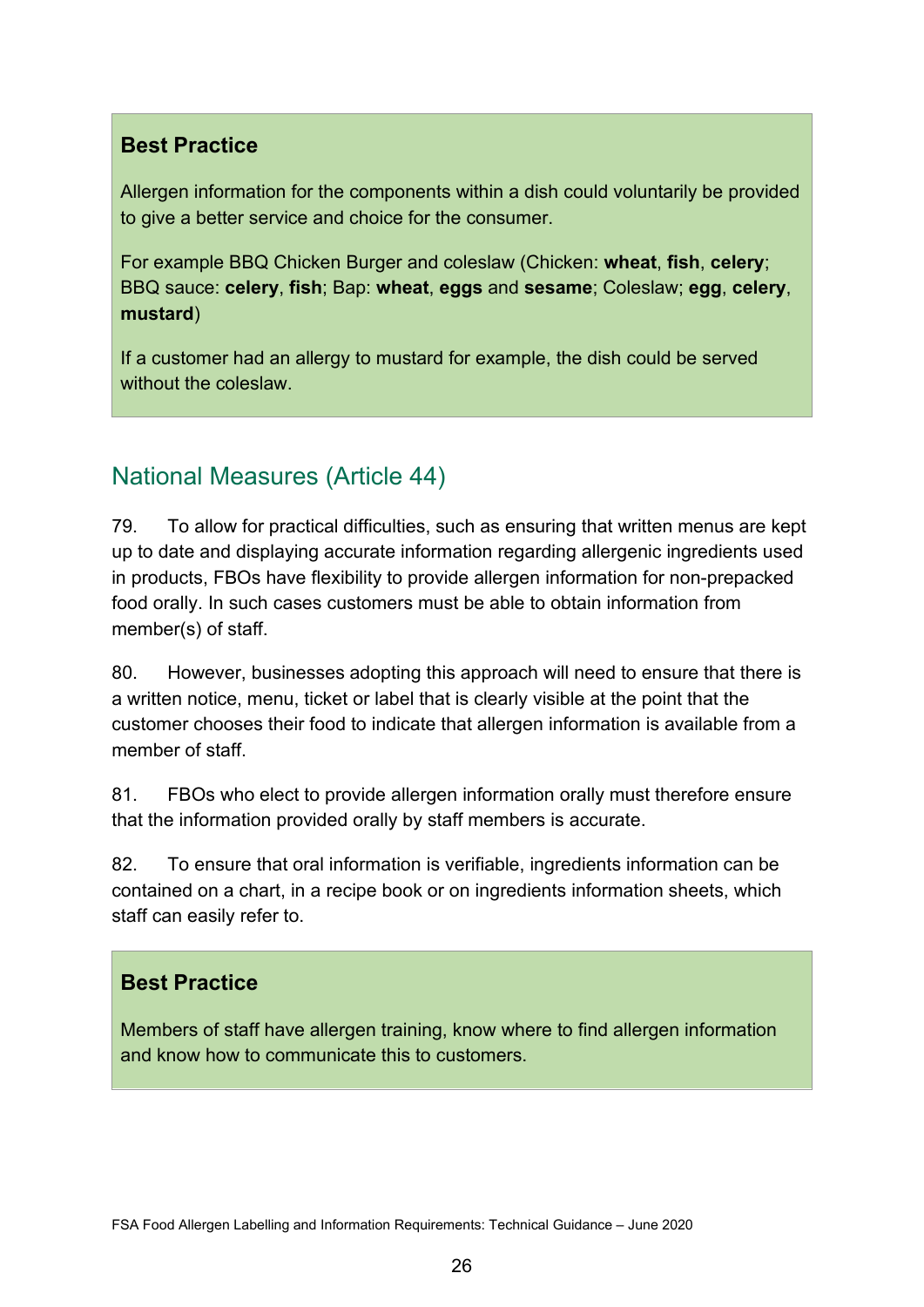### Best Practice

Allergen information for the components within a dish could voluntarily be provided to give a better service and choice for the consumer.

For example BBQ Chicken Burger and coleslaw (Chicken: **wheat**, **fish**, **celery**; BBQ sauce: **celery**, **fish**; Bap: **wheat**, **eggs** and **sesame**; Coleslaw; **egg**, **celery**, **mustard**)

If a customer had an allergy to mustard for example, the dish could be served without the coleslaw.

## National Measures (Article 44)

79. To allow for practical difficulties, such as ensuring that written menus are kept up to date and displaying accurate information regarding allergenic ingredients used in products, FBOs have flexibility to provide allergen information for non-prepacked food orally. In such cases customers must be able to obtain information from member(s) of staff.

80. However, businesses adopting this approach will need to ensure that there is a written notice, menu, ticket or label that is clearly visible at the point that the customer chooses their food to indicate that allergen information is available from a member of staff.

81. FBOs who elect to provide allergen information orally must therefore ensure that the information provided orally by staff members is accurate.

82. To ensure that oral information is verifiable, ingredients information can be contained on a chart, in a recipe book or on ingredients information sheets, which staff can easily refer to.

### Best Practice

Members of staff have allergen training, know where to find allergen information and know how to communicate this to customers.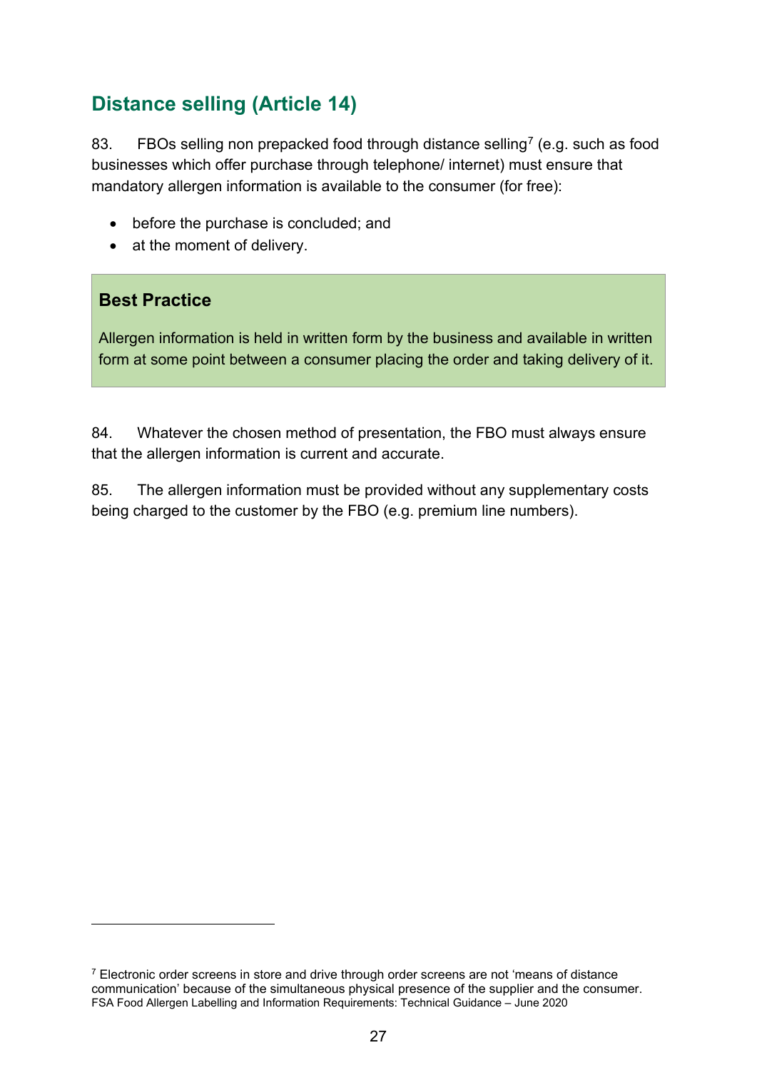## Distance selling (Article 14)

83. FBOs selling non prepacked food through distance selling[7] (e.g. such as food businesses which offer purchase through telephone/ internet) must ensure that mandatory allergen information is available to the consumer (for free):

- before the purchase is concluded; and
- at the moment of delivery.

> **Best Practice**
>
> Allergen information is held in written form by the business and available in written form at some point between a consumer placing the order and taking delivery of it.

84. Whatever the chosen method of presentation, the FBO must always ensure that the allergen information is current and accurate.

85. The allergen information must be provided without any supplementary costs being charged to the customer by the FBO (e.g. premium line numbers).

---

[7] Electronic order screens in store and drive through order screens are not 'means of distance communication' because of the simultaneous physical presence of the supplier and the consumer.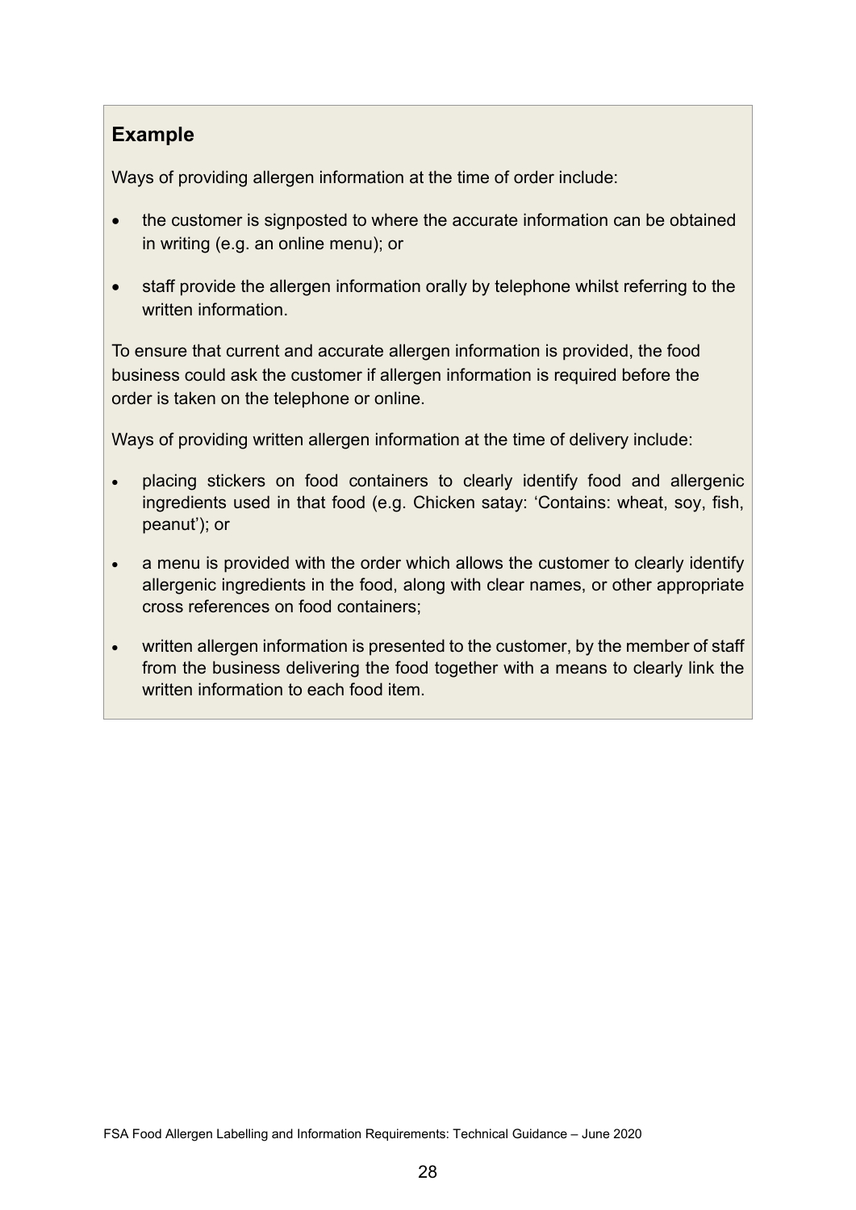## Example

Ways of providing allergen information at the time of order include:

- the customer is signposted to where the accurate information can be obtained in writing (e.g. an online menu); or
- staff provide the allergen information orally by telephone whilst referring to the written information.

To ensure that current and accurate allergen information is provided, the food business could ask the customer if allergen information is required before the order is taken on the telephone or online.

Ways of providing written allergen information at the time of delivery include:

- placing stickers on food containers to clearly identify food and allergenic ingredients used in that food (e.g. Chicken satay: 'Contains: wheat, soy, fish, peanut'); or
- a menu is provided with the order which allows the customer to clearly identify allergenic ingredients in the food, along with clear names, or other appropriate cross references on food containers;
- written allergen information is presented to the customer, by the member of staff from the business delivering the food together with a means to clearly link the written information to each food item.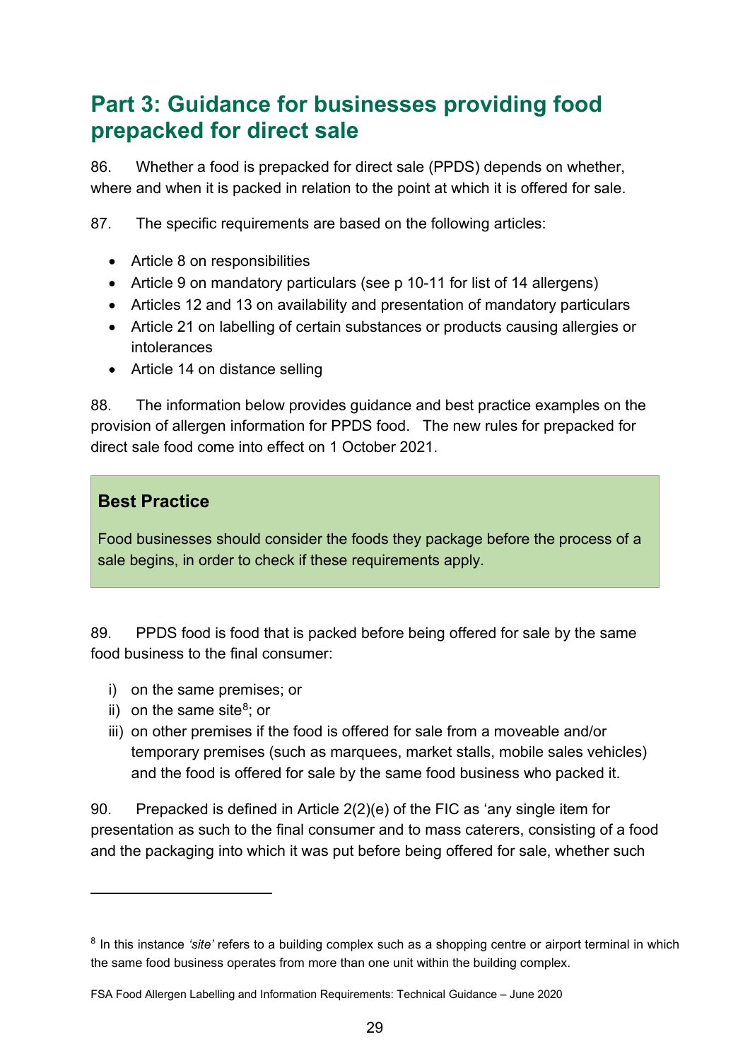## Part 3: Guidance for businesses providing food prepacked for direct sale

86. Whether a food is prepacked for direct sale (PPDS) depends on whether, where and when it is packed in relation to the point at which it is offered for sale.

87. The specific requirements are based on the following articles:

- Article 8 on responsibilities
- Article 9 on mandatory particulars (see p 10-11 for list of 14 allergens)
- Articles 12 and 13 on availability and presentation of mandatory particulars
- Article 21 on labelling of certain substances or products causing allergies or intolerances
- Article 14 on distance selling

88. The information below provides guidance and best practice examples on the provision of allergen information for PPDS food. The new rules for prepacked for direct sale food come into effect on 1 October 2021.

> **Best Practice**
>
> Food businesses should consider the foods they package before the process of a sale begins, in order to check if these requirements apply.

89. PPDS food is food that is packed before being offered for sale by the same food business to the final consumer:

i) on the same premises; or
ii) on the same site[8]; or
iii) on other premises if the food is offered for sale from a moveable and/or temporary premises (such as marquees, market stalls, mobile sales vehicles) and the food is offered for sale by the same food business who packed it.

90. Prepacked is defined in Article 2(2)(e) of the FIC as 'any single item for presentation as such to the final consumer and to mass caterers, consisting of a food and the packaging into which it was put before being offered for sale, whether such

---

[8] In this instance *'site'* refers to a building complex such as a shopping centre or airport terminal in which the same food business operates from more than one unit within the building complex.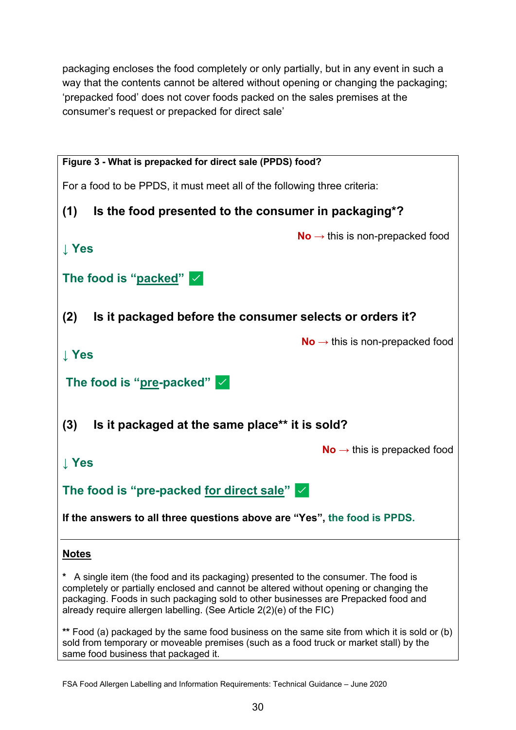packaging encloses the food completely or only partially, but in any event in such a way that the contents cannot be altered without opening or changing the packaging; 'prepacked food' does not cover foods packed on the sales premises at the consumer's request or prepacked for direct sale'

**Figure 3 - What is prepacked for direct sale (PPDS) food?**

For a food to be PPDS, it must meet all of the following three criteria:

**(1) Is the food presented to the consumer in packaging*?**

**No** → this is non-prepacked food

↓ **Yes**

**The food is "packed"** ✓

**(2) Is it packaged before the consumer selects or orders it?**

**No** → this is non-prepacked food

↓ **Yes**

**The food is "pre-packed"** ✓

**(3) Is it packaged at the same place** it is sold?**

**No** → this is prepacked food

↓ **Yes**

**The food is "pre-packed for direct sale"** ✓

**If the answers to all three questions above are "Yes", the food is PPDS.**

**Notes**

\* A single item (the food and its packaging) presented to the consumer. The food is completely or partially enclosed and cannot be altered without opening or changing the packaging. Foods in such packaging sold to other businesses are Prepacked food and already require allergen labelling. (See Article 2(2)(e) of the FIC)

\** Food (a) packaged by the same food business on the same site from which it is sold or (b) sold from temporary or moveable premises (such as a food truck or market stall) by the same food business that packaged it.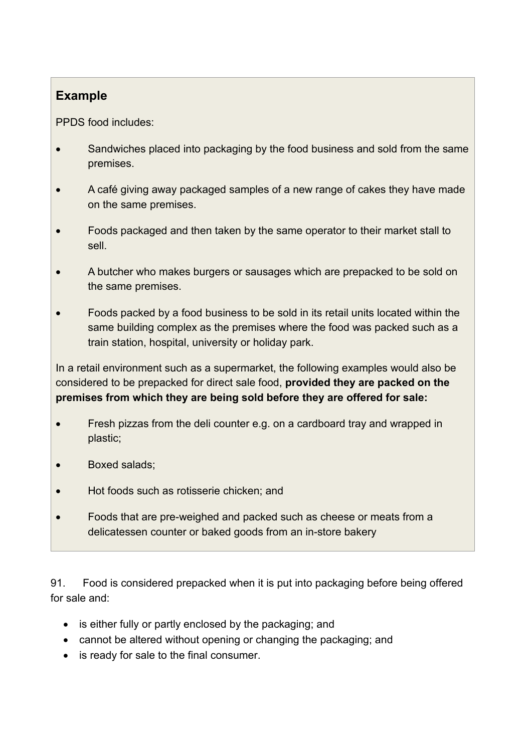### Example

PPDS food includes:

- Sandwiches placed into packaging by the food business and sold from the same premises.
- A café giving away packaged samples of a new range of cakes they have made on the same premises.
- Foods packaged and then taken by the same operator to their market stall to sell.
- A butcher who makes burgers or sausages which are prepacked to be sold on the same premises.
- Foods packed by a food business to be sold in its retail units located within the same building complex as the premises where the food was packed such as a train station, hospital, university or holiday park.

In a retail environment such as a supermarket, the following examples would also be considered to be prepacked for direct sale food, **provided they are packed on the premises from which they are being sold before they are offered for sale:**

- Fresh pizzas from the deli counter e.g. on a cardboard tray and wrapped in plastic;
- Boxed salads;
- Hot foods such as rotisserie chicken; and
- Foods that are pre-weighed and packed such as cheese or meats from a delicatessen counter or baked goods from an in-store bakery

91. Food is considered prepacked when it is put into packaging before being offered for sale and:

- is either fully or partly enclosed by the packaging; and
- cannot be altered without opening or changing the packaging; and
- is ready for sale to the final consumer.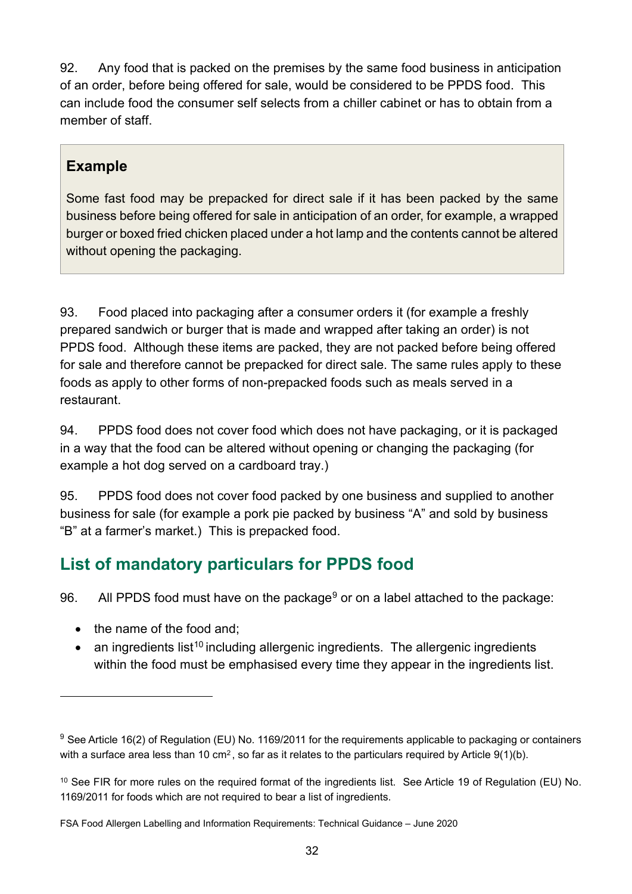92. Any food that is packed on the premises by the same food business in anticipation of an order, before being offered for sale, would be considered to be PPDS food. This can include food the consumer self selects from a chiller cabinet or has to obtain from a member of staff.

> **Example**
>
> Some fast food may be prepacked for direct sale if it has been packed by the same business before being offered for sale in anticipation of an order, for example, a wrapped burger or boxed fried chicken placed under a hot lamp and the contents cannot be altered without opening the packaging.

93. Food placed into packaging after a consumer orders it (for example a freshly prepared sandwich or burger that is made and wrapped after taking an order) is not PPDS food. Although these items are packed, they are not packed before being offered for sale and therefore cannot be prepacked for direct sale. The same rules apply to these foods as apply to other forms of non-prepacked foods such as meals served in a restaurant.

94. PPDS food does not cover food which does not have packaging, or it is packaged in a way that the food can be altered without opening or changing the packaging (for example a hot dog served on a cardboard tray.)

95. PPDS food does not cover food packed by one business and supplied to another business for sale (for example a pork pie packed by business "A" and sold by business "B" at a farmer's market.) This is prepacked food.

## List of mandatory particulars for PPDS food

96. All PPDS food must have on the package[9] or on a label attached to the package:

- the name of the food and;
- an ingredients list[10] including allergenic ingredients. The allergenic ingredients within the food must be emphasised every time they appear in the ingredients list.

---

[9] See Article 16(2) of Regulation (EU) No. 1169/2011 for the requirements applicable to packaging or containers with a surface area less than 10 cm$^2$, so far as it relates to the particulars required by Article 9(1)(b).

[10] See FIR for more rules on the required format of the ingredients list. See Article 19 of Regulation (EU) No. 1169/2011 for foods which are not required to bear a list of ingredients.

FSA Food Allergen Labelling and Information Requirements: Technical Guidance – June 2020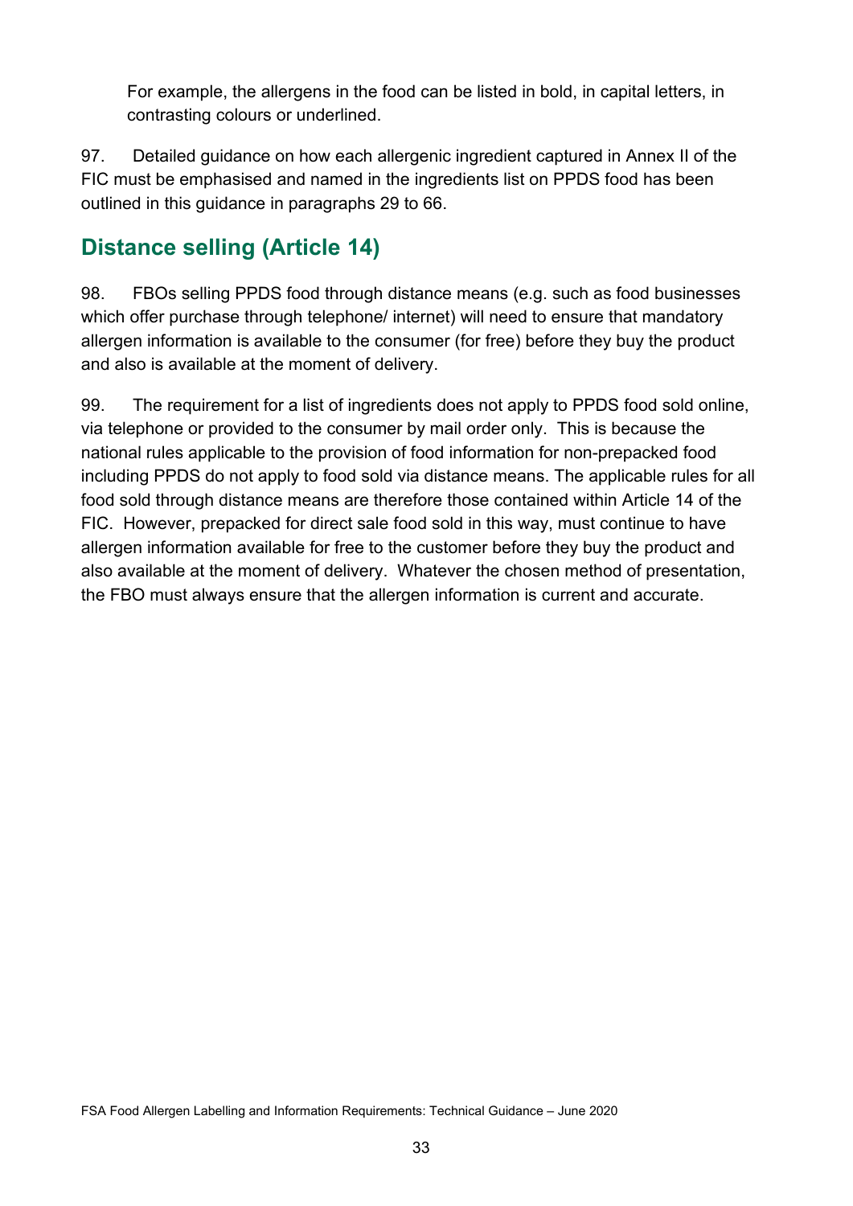For example, the allergens in the food can be listed in bold, in capital letters, in contrasting colours or underlined.

97. Detailed guidance on how each allergenic ingredient captured in Annex II of the FIC must be emphasised and named in the ingredients list on PPDS food has been outlined in this guidance in paragraphs 29 to 66.

## Distance selling (Article 14)

98. FBOs selling PPDS food through distance means (e.g. such as food businesses which offer purchase through telephone/ internet) will need to ensure that mandatory allergen information is available to the consumer (for free) before they buy the product and also is available at the moment of delivery.

99. The requirement for a list of ingredients does not apply to PPDS food sold online, via telephone or provided to the consumer by mail order only. This is because the national rules applicable to the provision of food information for non-prepacked food including PPDS do not apply to food sold via distance means. The applicable rules for all food sold through distance means are therefore those contained within Article 14 of the FIC. However, prepacked for direct sale food sold in this way, must continue to have allergen information available for free to the customer before they buy the product and also available at the moment of delivery. Whatever the chosen method of presentation, the FBO must always ensure that the allergen information is current and accurate.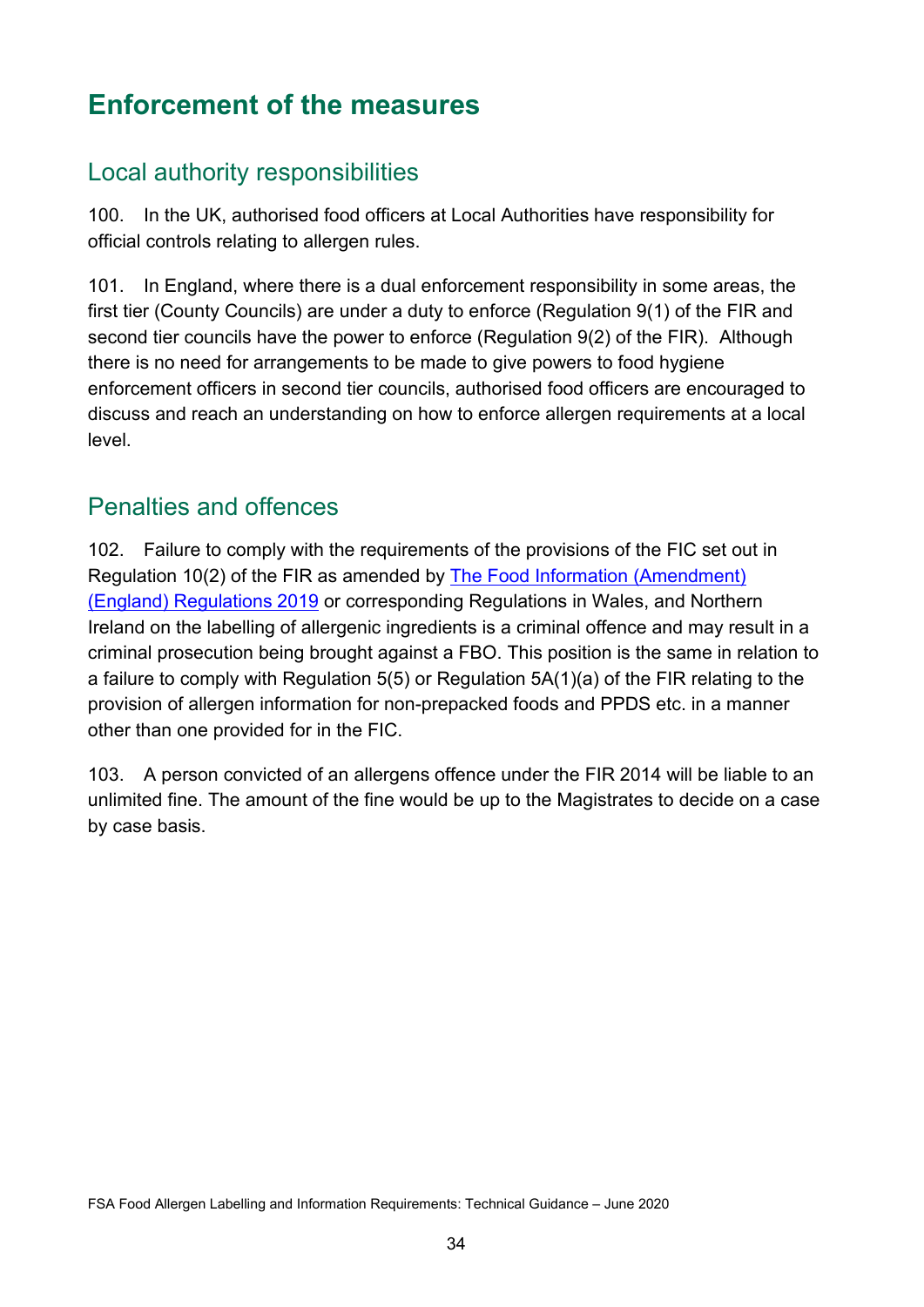# Enforcement of the measures

## Local authority responsibilities

100. In the UK, authorised food officers at Local Authorities have responsibility for official controls relating to allergen rules.

101. In England, where there is a dual enforcement responsibility in some areas, the first tier (County Councils) are under a duty to enforce (Regulation 9(1) of the FIR and second tier councils have the power to enforce (Regulation 9(2) of the FIR). Although there is no need for arrangements to be made to give powers to food hygiene enforcement officers in second tier councils, authorised food officers are encouraged to discuss and reach an understanding on how to enforce allergen requirements at a local level.

## Penalties and offences

102. Failure to comply with the requirements of the provisions of the FIC set out in Regulation 10(2) of the FIR as amended by The Food Information (Amendment) (England) Regulations 2019 or corresponding Regulations in Wales, and Northern Ireland on the labelling of allergenic ingredients is a criminal offence and may result in a criminal prosecution being brought against a FBO. This position is the same in relation to a failure to comply with Regulation 5(5) or Regulation 5A(1)(a) of the FIR relating to the provision of allergen information for non-prepacked foods and PPDS etc. in a manner other than one provided for in the FIC.

103. A person convicted of an allergens offence under the FIR 2014 will be liable to an unlimited fine. The amount of the fine would be up to the Magistrates to decide on a case by case basis.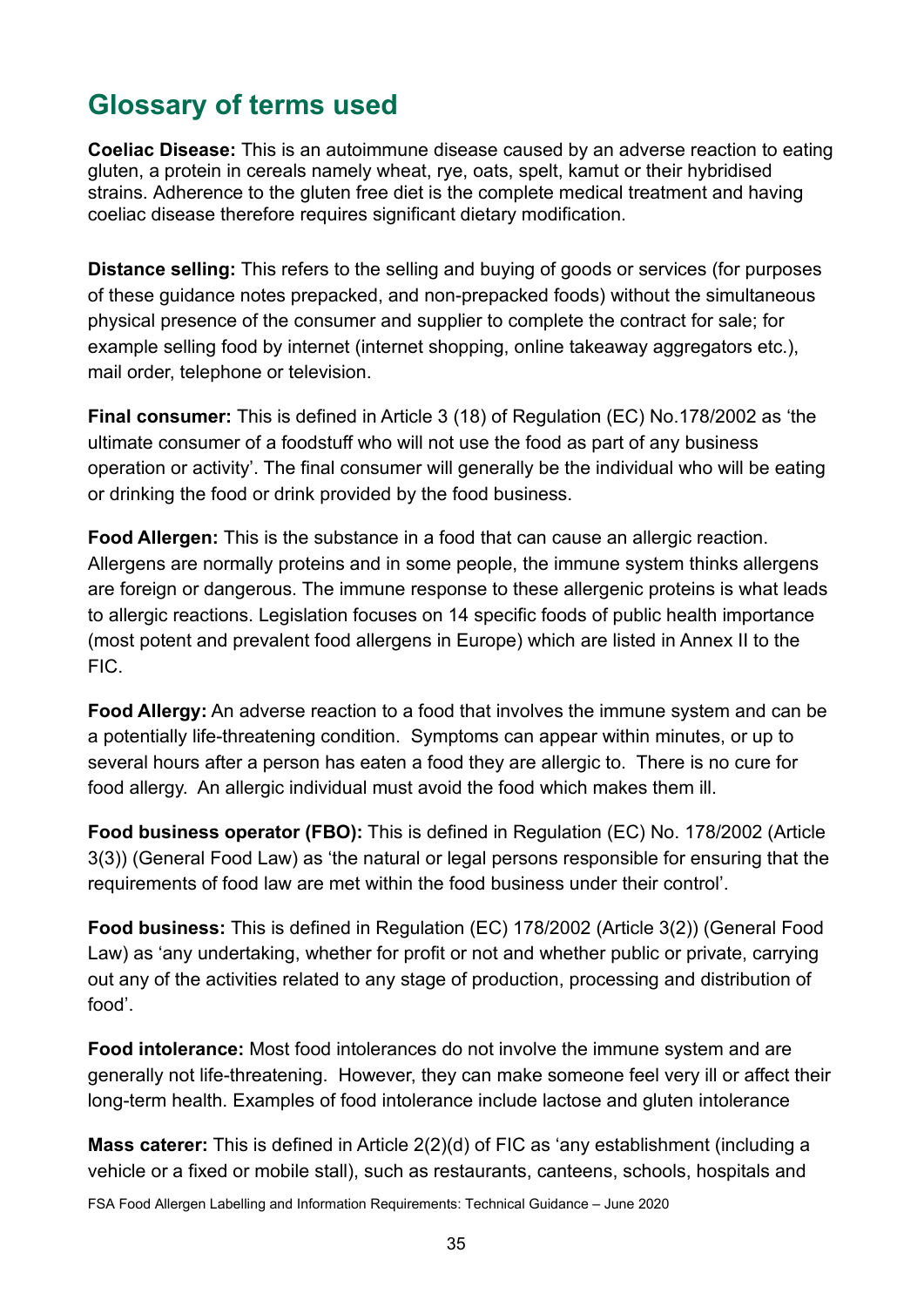## Glossary of terms used

**Coeliac Disease:** This is an autoimmune disease caused by an adverse reaction to eating gluten, a protein in cereals namely wheat, rye, oats, spelt, kamut or their hybridised strains. Adherence to the gluten free diet is the complete medical treatment and having coeliac disease therefore requires significant dietary modification.

**Distance selling:** This refers to the selling and buying of goods or services (for purposes of these guidance notes prepacked, and non-prepacked foods) without the simultaneous physical presence of the consumer and supplier to complete the contract for sale; for example selling food by internet (internet shopping, online takeaway aggregators etc.), mail order, telephone or television.

**Final consumer:** This is defined in Article 3 (18) of Regulation (EC) No.178/2002 as 'the ultimate consumer of a foodstuff who will not use the food as part of any business operation or activity'. The final consumer will generally be the individual who will be eating or drinking the food or drink provided by the food business.

**Food Allergen:** This is the substance in a food that can cause an allergic reaction. Allergens are normally proteins and in some people, the immune system thinks allergens are foreign or dangerous. The immune response to these allergenic proteins is what leads to allergic reactions. Legislation focuses on 14 specific foods of public health importance (most potent and prevalent food allergens in Europe) which are listed in Annex II to the FIC.

**Food Allergy:** An adverse reaction to a food that involves the immune system and can be a potentially life-threatening condition. Symptoms can appear within minutes, or up to several hours after a person has eaten a food they are allergic to. There is no cure for food allergy. An allergic individual must avoid the food which makes them ill.

**Food business operator (FBO):** This is defined in Regulation (EC) No. 178/2002 (Article 3(3)) (General Food Law) as 'the natural or legal persons responsible for ensuring that the requirements of food law are met within the food business under their control'.

**Food business:** This is defined in Regulation (EC) 178/2002 (Article 3(2)) (General Food Law) as 'any undertaking, whether for profit or not and whether public or private, carrying out any of the activities related to any stage of production, processing and distribution of food'.

**Food intolerance:** Most food intolerances do not involve the immune system and are generally not life-threatening. However, they can make someone feel very ill or affect their long-term health. Examples of food intolerance include lactose and gluten intolerance

**Mass caterer:** This is defined in Article 2(2)(d) of FIC as 'any establishment (including a vehicle or a fixed or mobile stall), such as restaurants, canteens, schools, hospitals and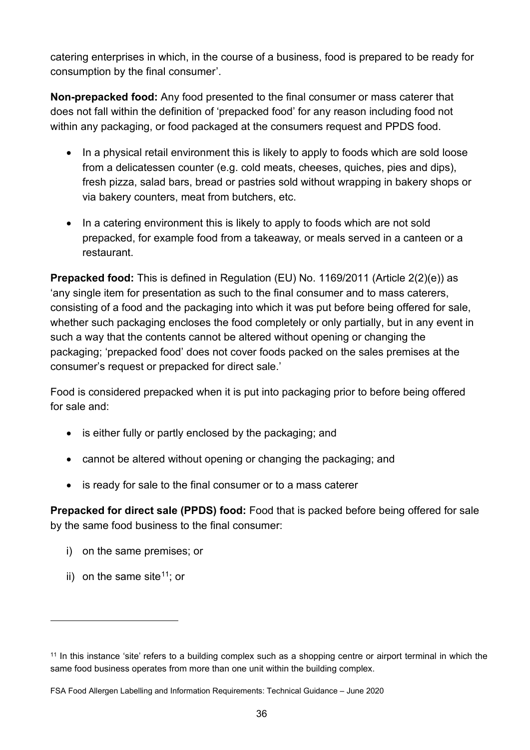catering enterprises in which, in the course of a business, food is prepared to be ready for consumption by the final consumer'.

**Non-prepacked food:** Any food presented to the final consumer or mass caterer that does not fall within the definition of 'prepacked food' for any reason including food not within any packaging, or food packaged at the consumers request and PPDS food.

- In a physical retail environment this is likely to apply to foods which are sold loose from a delicatessen counter (e.g. cold meats, cheeses, quiches, pies and dips), fresh pizza, salad bars, bread or pastries sold without wrapping in bakery shops or via bakery counters, meat from butchers, etc.
- In a catering environment this is likely to apply to foods which are not sold prepacked, for example food from a takeaway, or meals served in a canteen or a restaurant.

**Prepacked food:** This is defined in Regulation (EU) No. 1169/2011 (Article 2(2)(e)) as 'any single item for presentation as such to the final consumer and to mass caterers, consisting of a food and the packaging into which it was put before being offered for sale, whether such packaging encloses the food completely or only partially, but in any event in such a way that the contents cannot be altered without opening or changing the packaging; 'prepacked food' does not cover foods packed on the sales premises at the consumer's request or prepacked for direct sale.'

Food is considered prepacked when it is put into packaging prior to before being offered for sale and:

- is either fully or partly enclosed by the packaging; and
- cannot be altered without opening or changing the packaging; and
- is ready for sale to the final consumer or to a mass caterer

**Prepacked for direct sale (PPDS) food:** Food that is packed before being offered for sale by the same food business to the final consumer:

i) on the same premises; or

ii) on the same site[11]; or

[11] In this instance 'site' refers to a building complex such as a shopping centre or airport terminal in which the same food business operates from more than one unit within the building complex.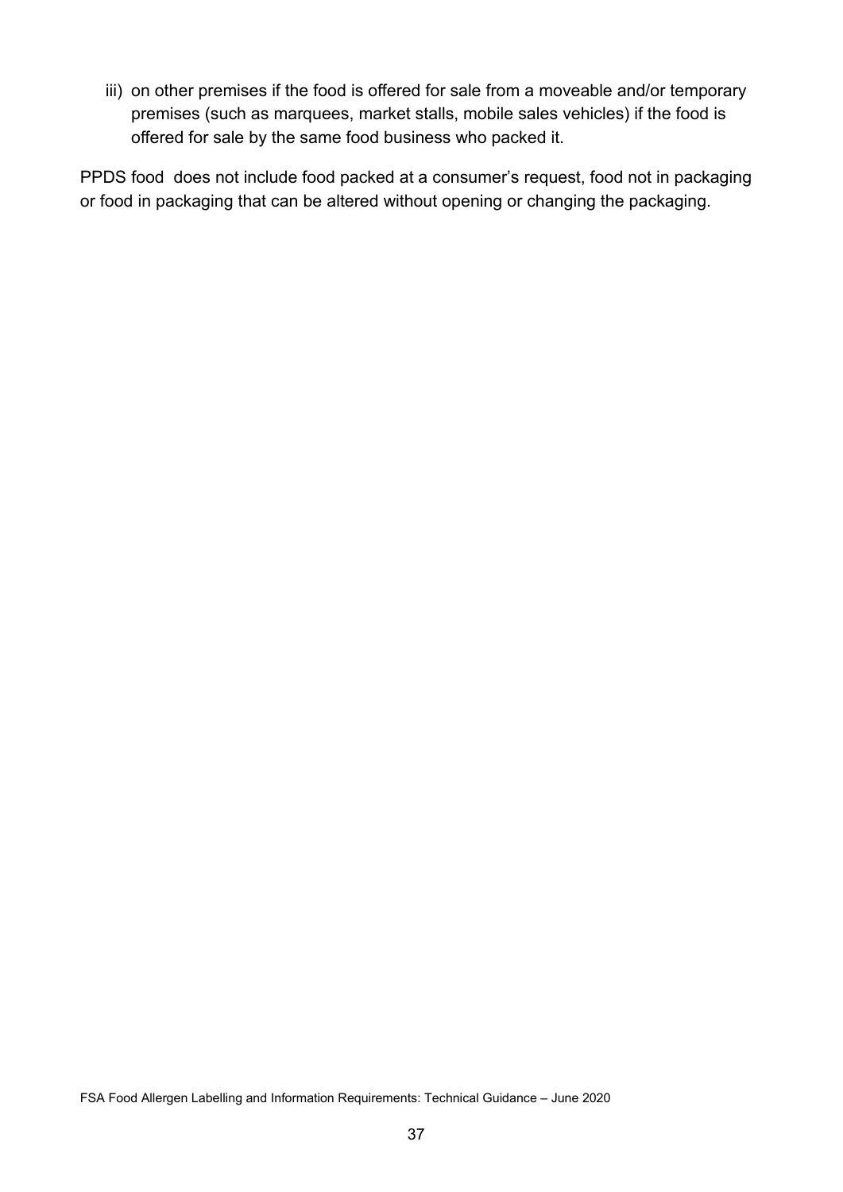iii) on other premises if the food is offered for sale from a moveable and/or temporary premises (such as marquees, market stalls, mobile sales vehicles) if the food is offered for sale by the same food business who packed it.

PPDS food does not include food packed at a consumer's request, food not in packaging or food in packaging that can be altered without opening or changing the packaging.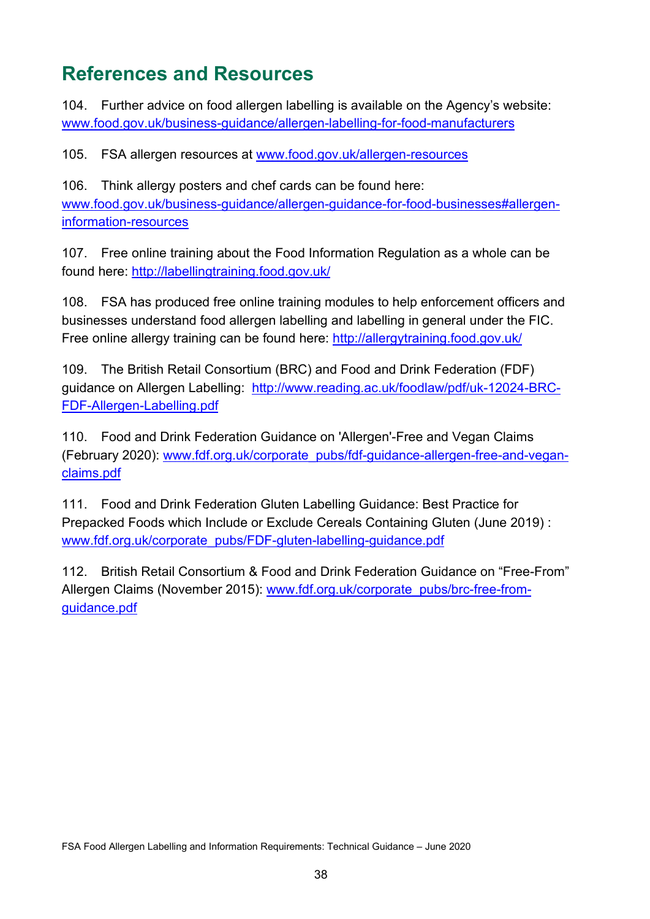## References and Resources

104. Further advice on food allergen labelling is available on the Agency's website: www.food.gov.uk/business-guidance/allergen-labelling-for-food-manufacturers

105. FSA allergen resources at www.food.gov.uk/allergen-resources

106. Think allergy posters and chef cards can be found here: www.food.gov.uk/business-guidance/allergen-guidance-for-food-businesses#allergen-information-resources

107. Free online training about the Food Information Regulation as a whole can be found here: http://labellingtraining.food.gov.uk/

108. FSA has produced free online training modules to help enforcement officers and businesses understand food allergen labelling and labelling in general under the FIC. Free online allergy training can be found here: http://allergytraining.food.gov.uk/

109. The British Retail Consortium (BRC) and Food and Drink Federation (FDF) guidance on Allergen Labelling: http://www.reading.ac.uk/foodlaw/pdf/uk-12024-BRC-FDF-Allergen-Labelling.pdf

110. Food and Drink Federation Guidance on 'Allergen'-Free and Vegan Claims (February 2020): www.fdf.org.uk/corporate_pubs/fdf-guidance-allergen-free-and-vegan-claims.pdf

111. Food and Drink Federation Gluten Labelling Guidance: Best Practice for Prepacked Foods which Include or Exclude Cereals Containing Gluten (June 2019) : www.fdf.org.uk/corporate_pubs/FDF-gluten-labelling-guidance.pdf

112. British Retail Consortium & Food and Drink Federation Guidance on "Free-From" Allergen Claims (November 2015): www.fdf.org.uk/corporate_pubs/brc-free-from-guidance.pdf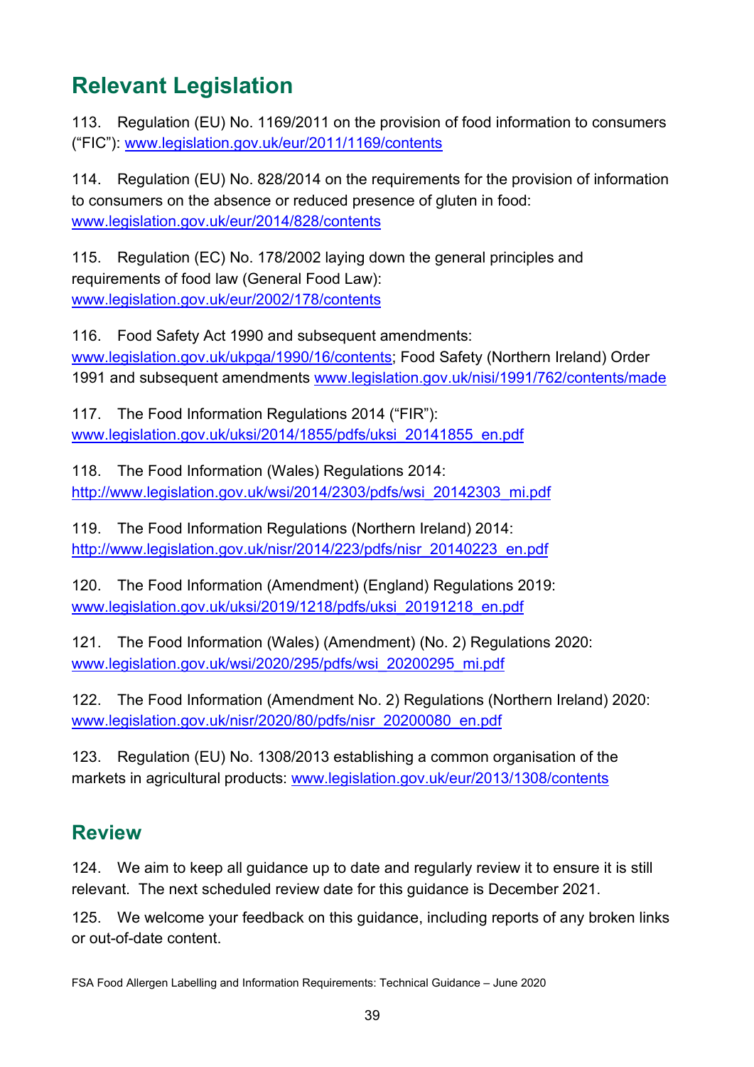## Relevant Legislation

113. Regulation (EU) No. 1169/2011 on the provision of food information to consumers ("FIC"): www.legislation.gov.uk/eur/2011/1169/contents

114. Regulation (EU) No. 828/2014 on the requirements for the provision of information to consumers on the absence or reduced presence of gluten in food: www.legislation.gov.uk/eur/2014/828/contents

115. Regulation (EC) No. 178/2002 laying down the general principles and requirements of food law (General Food Law): www.legislation.gov.uk/eur/2002/178/contents

116. Food Safety Act 1990 and subsequent amendments: www.legislation.gov.uk/ukpga/1990/16/contents; Food Safety (Northern Ireland) Order 1991 and subsequent amendments www.legislation.gov.uk/nisi/1991/762/contents/made

117. The Food Information Regulations 2014 ("FIR"): www.legislation.gov.uk/uksi/2014/1855/pdfs/uksi_20141855_en.pdf

118. The Food Information (Wales) Regulations 2014: http://www.legislation.gov.uk/wsi/2014/2303/pdfs/wsi_20142303_mi.pdf

119. The Food Information Regulations (Northern Ireland) 2014: http://www.legislation.gov.uk/nisr/2014/223/pdfs/nisr_20140223_en.pdf

120. The Food Information (Amendment) (England) Regulations 2019: www.legislation.gov.uk/uksi/2019/1218/pdfs/uksi_20191218_en.pdf

121. The Food Information (Wales) (Amendment) (No. 2) Regulations 2020: www.legislation.gov.uk/wsi/2020/295/pdfs/wsi_20200295_mi.pdf

122. The Food Information (Amendment No. 2) Regulations (Northern Ireland) 2020: www.legislation.gov.uk/nisr/2020/80/pdfs/nisr_20200080_en.pdf

123. Regulation (EU) No. 1308/2013 establishing a common organisation of the markets in agricultural products: www.legislation.gov.uk/eur/2013/1308/contents

## Review

124. We aim to keep all guidance up to date and regularly review it to ensure it is still relevant. The next scheduled review date for this guidance is December 2021.

125. We welcome your feedback on this guidance, including reports of any broken links or out-of-date content.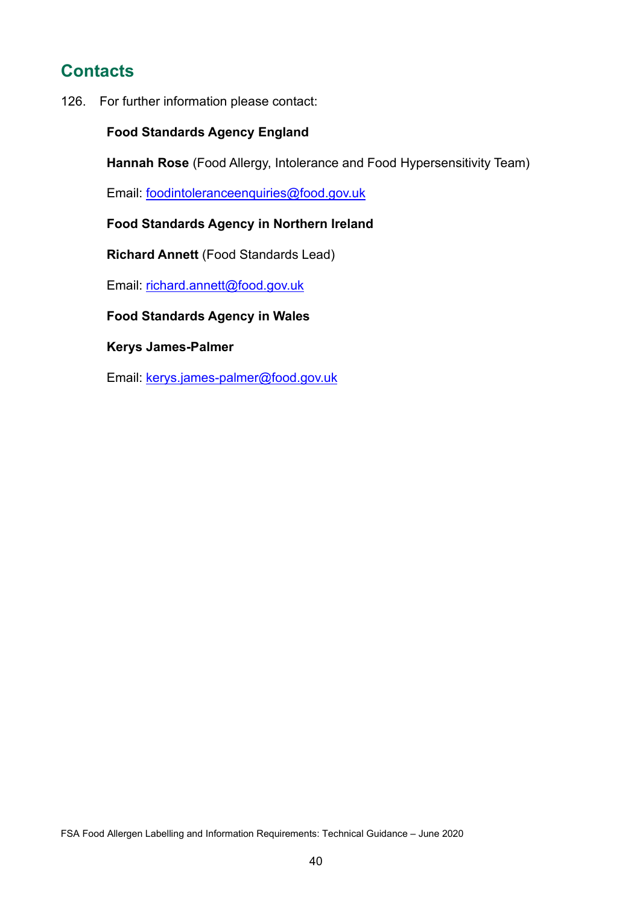## Contacts

126. For further information please contact:

**Food Standards Agency England**

**Hannah Rose** (Food Allergy, Intolerance and Food Hypersensitivity Team)

Email: foodintoleranceenquiries@food.gov.uk

**Food Standards Agency in Northern Ireland**

**Richard Annett** (Food Standards Lead)

Email: richard.annett@food.gov.uk

**Food Standards Agency in Wales**

**Kerys James-Palmer**

Email: kerys.james-palmer@food.gov.uk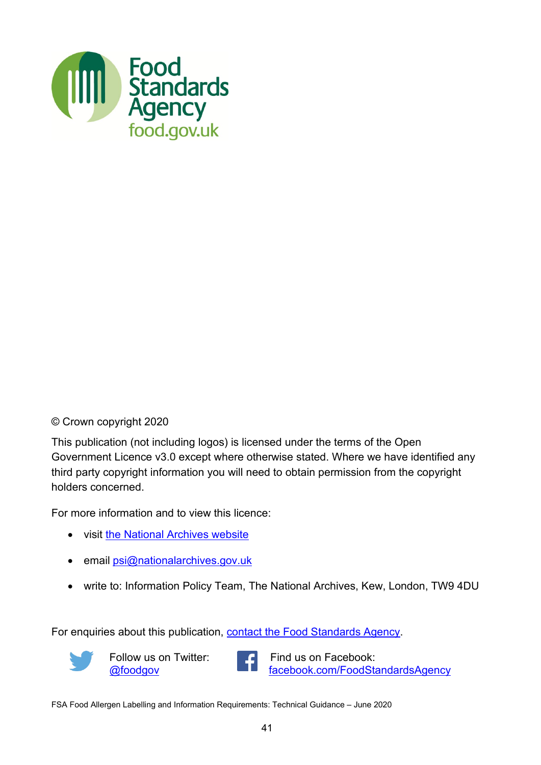Food Standards Agency
food.gov.uk

© Crown copyright 2020

This publication (not including logos) is licensed under the terms of the Open Government Licence v3.0 except where otherwise stated. Where we have identified any third party copyright information you will need to obtain permission from the copyright holders concerned.

For more information and to view this licence:

- visit the National Archives website
- email psi@nationalarchives.gov.uk
- write to: Information Policy Team, The National Archives, Kew, London, TW9 4DU

For enquiries about this publication, contact the Food Standards Agency.

Follow us on Twitter: @foodgov

Find us on Facebook: facebook.com/FoodStandardsAgency